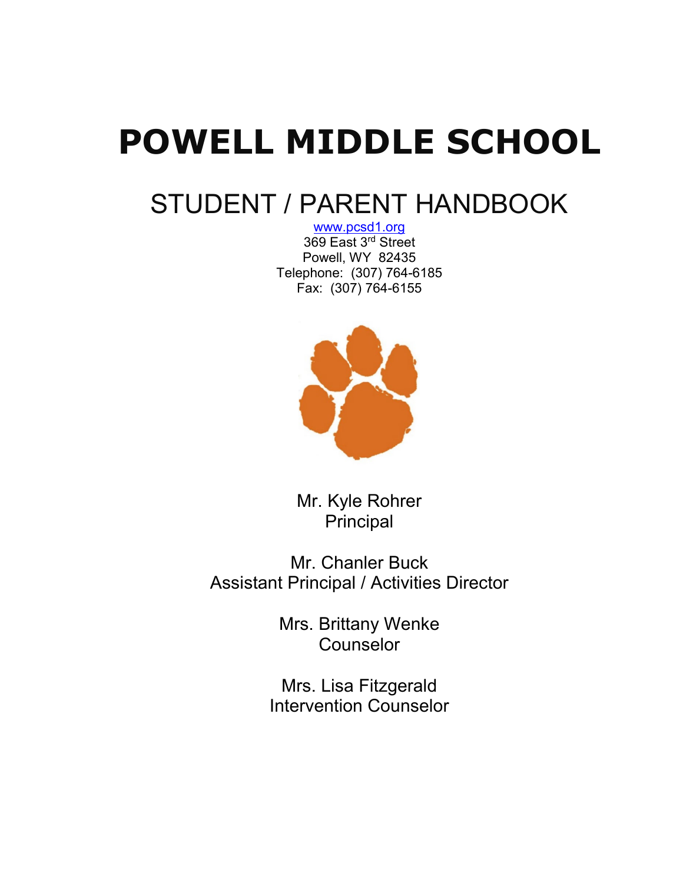# POWELL MIDDLE SCHOOL

## STUDENT / PARENT HANDBOOK

www.pcsd1.org
369 East 3rd Street
Powell, WY 82435
Telephone: (307) 764-6185
Fax: (307) 764-6155

Mr. Kyle Rohrer
Principal

Mr. Chanler Buck
Assistant Principal / Activities Director

Mrs. Brittany Wenke
Counselor

Mrs. Lisa Fitzgerald
Intervention Counselor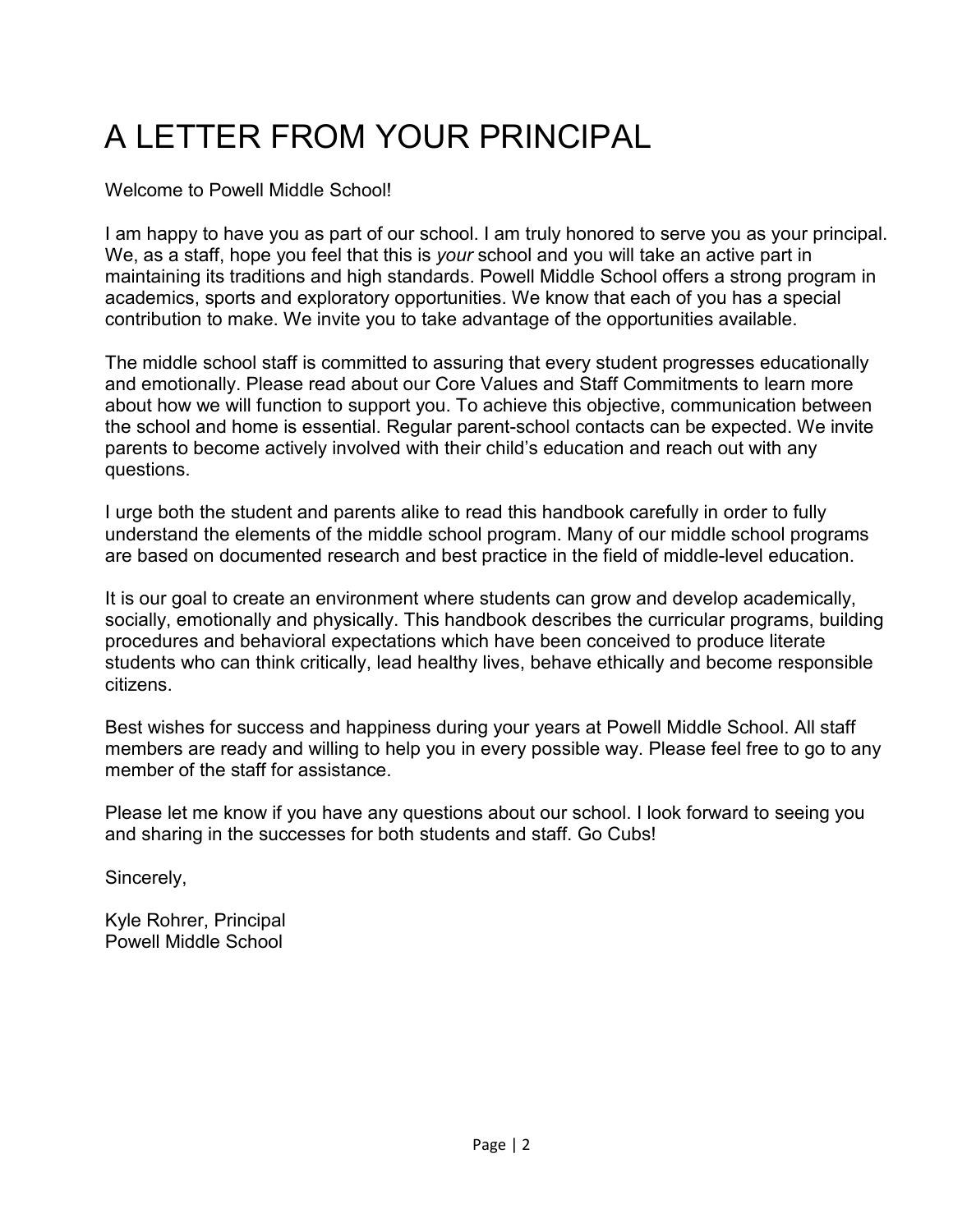# A LETTER FROM YOUR PRINCIPAL

Welcome to Powell Middle School!

I am happy to have you as part of our school. I am truly honored to serve you as your principal. We, as a staff, hope you feel that this is *your* school and you will take an active part in maintaining its traditions and high standards. Powell Middle School offers a strong program in academics, sports and exploratory opportunities. We know that each of you has a special contribution to make. We invite you to take advantage of the opportunities available.

The middle school staff is committed to assuring that every student progresses educationally and emotionally. Please read about our Core Values and Staff Commitments to learn more about how we will function to support you. To achieve this objective, communication between the school and home is essential. Regular parent-school contacts can be expected. We invite parents to become actively involved with their child's education and reach out with any questions.

I urge both the student and parents alike to read this handbook carefully in order to fully understand the elements of the middle school program. Many of our middle school programs are based on documented research and best practice in the field of middle-level education.

It is our goal to create an environment where students can grow and develop academically, socially, emotionally and physically. This handbook describes the curricular programs, building procedures and behavioral expectations which have been conceived to produce literate students who can think critically, lead healthy lives, behave ethically and become responsible citizens.

Best wishes for success and happiness during your years at Powell Middle School. All staff members are ready and willing to help you in every possible way. Please feel free to go to any member of the staff for assistance.

Please let me know if you have any questions about our school. I look forward to seeing you and sharing in the successes for both students and staff. Go Cubs!

Sincerely,

Kyle Rohrer, Principal
Powell Middle School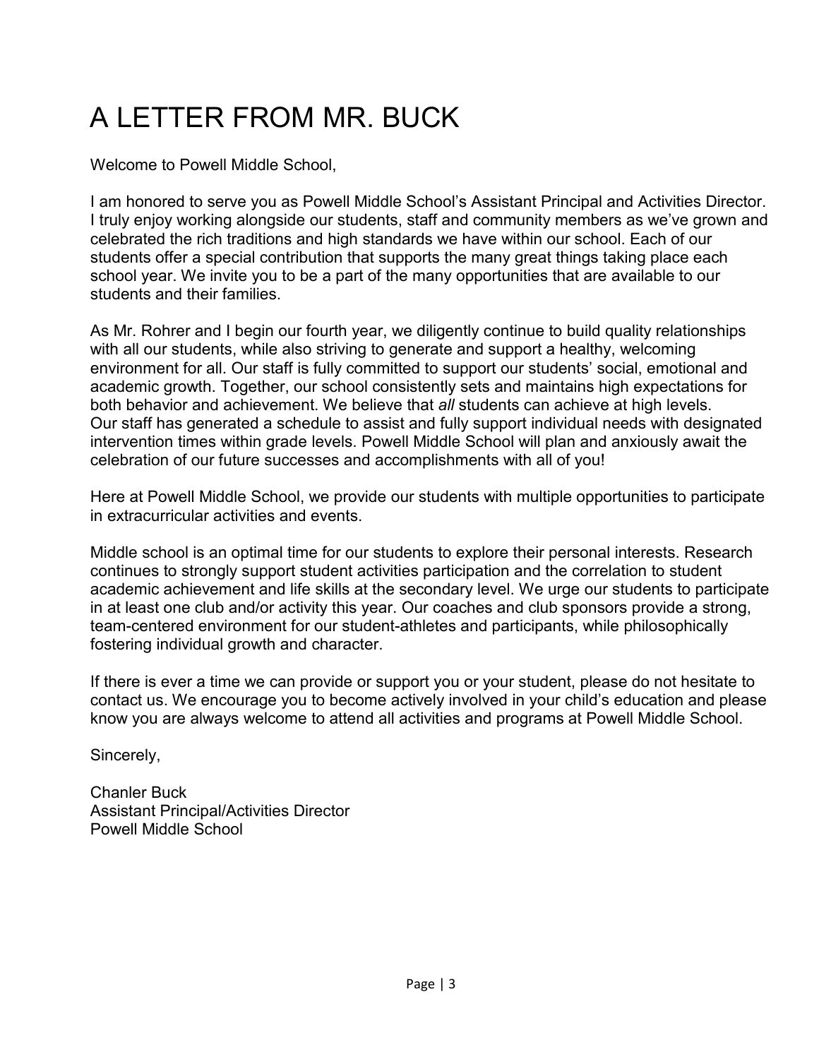# A LETTER FROM MR. BUCK

Welcome to Powell Middle School,

I am honored to serve you as Powell Middle School's Assistant Principal and Activities Director. I truly enjoy working alongside our students, staff and community members as we've grown and celebrated the rich traditions and high standards we have within our school. Each of our students offer a special contribution that supports the many great things taking place each school year. We invite you to be a part of the many opportunities that are available to our students and their families.

As Mr. Rohrer and I begin our fourth year, we diligently continue to build quality relationships with all our students, while also striving to generate and support a healthy, welcoming environment for all. Our staff is fully committed to support our students' social, emotional and academic growth. Together, our school consistently sets and maintains high expectations for both behavior and achievement. We believe that *all* students can achieve at high levels. Our staff has generated a schedule to assist and fully support individual needs with designated intervention times within grade levels. Powell Middle School will plan and anxiously await the celebration of our future successes and accomplishments with all of you!

Here at Powell Middle School, we provide our students with multiple opportunities to participate in extracurricular activities and events.

Middle school is an optimal time for our students to explore their personal interests. Research continues to strongly support student activities participation and the correlation to student academic achievement and life skills at the secondary level. We urge our students to participate in at least one club and/or activity this year. Our coaches and club sponsors provide a strong, team-centered environment for our student-athletes and participants, while philosophically fostering individual growth and character.

If there is ever a time we can provide or support you or your student, please do not hesitate to contact us. We encourage you to become actively involved in your child's education and please know you are always welcome to attend all activities and programs at Powell Middle School.

Sincerely,

Chanler Buck
Assistant Principal/Activities Director
Powell Middle School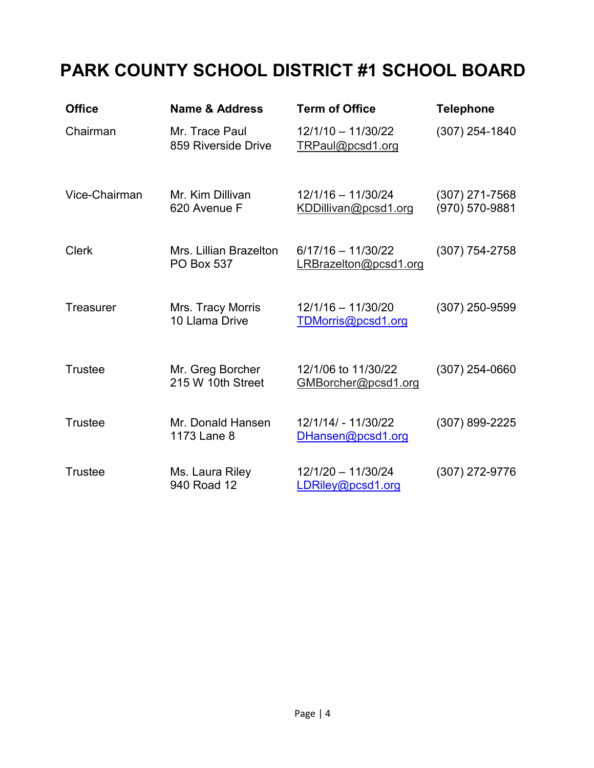# PARK COUNTY SCHOOL DISTRICT #1 SCHOOL BOARD

| Office | Name & Address | Term of Office | Telephone |
|---|---|---|---|
| Chairman | Mr. Trace Paul<br>859 Riverside Drive | 12/1/10 – 11/30/22<br>TRPaul@pcsd1.org | (307) 254-1840 |
| Vice-Chairman | Mr. Kim Dillivan<br>620 Avenue F | 12/1/16 – 11/30/24<br>KDDillivan@pcsd1.org | (307) 271-7568<br>(970) 570-9881 |
| Clerk | Mrs. Lillian Brazelton<br>PO Box 537 | 6/17/16 – 11/30/22<br>LRBrazelton@pcsd1.org | (307) 754-2758 |
| Treasurer | Mrs. Tracy Morris<br>10 Llama Drive | 12/1/16 – 11/30/20<br>TDMorris@pcsd1.org | (307) 250-9599 |
| Trustee | Mr. Greg Borcher<br>215 W 10th Street | 12/1/06 to 11/30/22<br>GMBorcher@pcsd1.org | (307) 254-0660 |
| Trustee | Mr. Donald Hansen<br>1173 Lane 8 | 12/1/14/ - 11/30/22<br>DHansen@pcsd1.org | (307) 899-2225 |
| Trustee | Ms. Laura Riley<br>940 Road 12 | 12/1/20 – 11/30/24<br>LDRiley@pcsd1.org | (307) 272-9776 |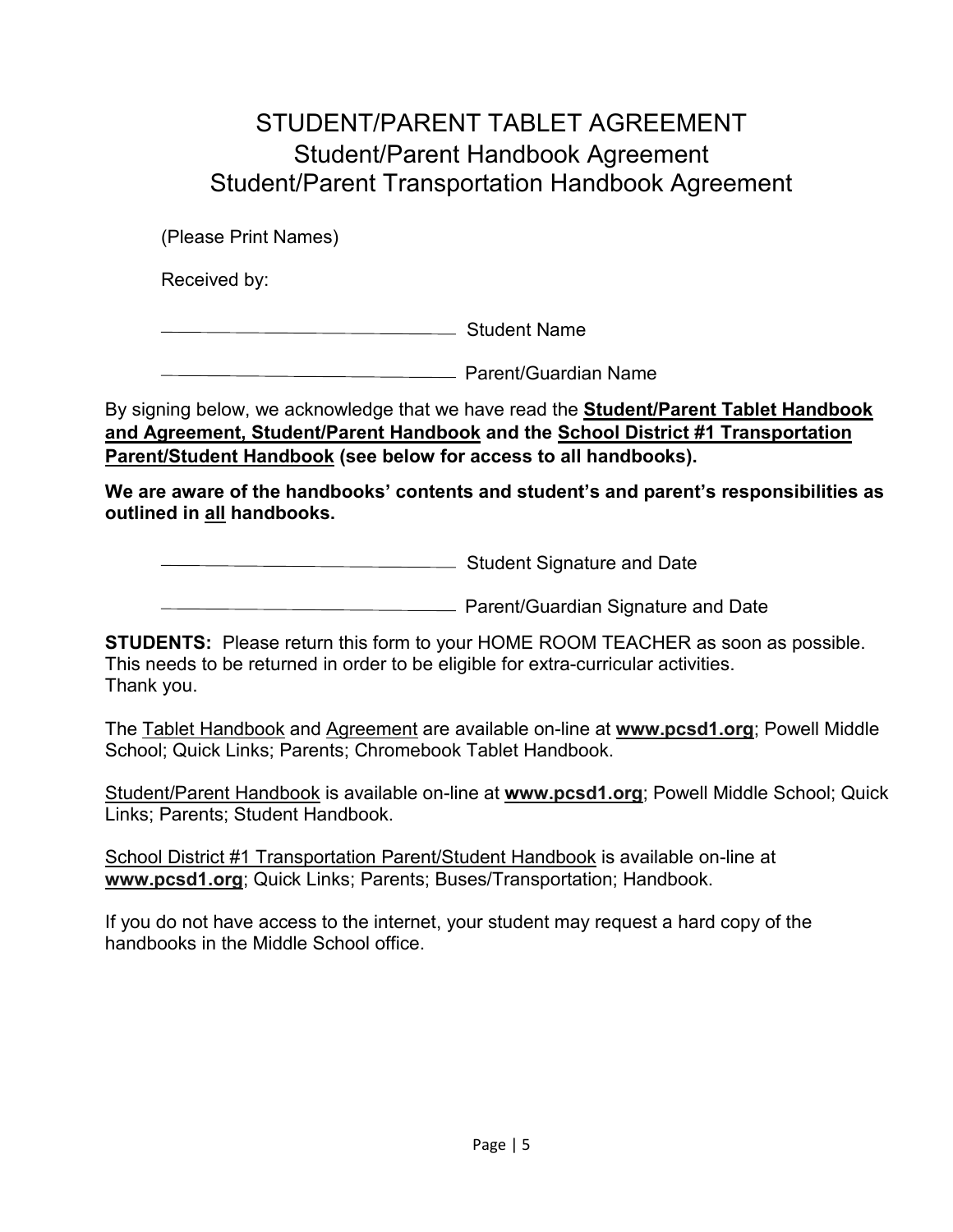# STUDENT/PARENT TABLET AGREEMENT
## Student/Parent Handbook Agreement
## Student/Parent Transportation Handbook Agreement

(Please Print Names)

Received by:

\_\_\_\_\_\_\_\_\_\_\_\_\_\_\_\_\_\_\_\_\_\_\_\_\_\_\_\_\_\_ Student Name

\_\_\_\_\_\_\_\_\_\_\_\_\_\_\_\_\_\_\_\_\_\_\_\_\_\_\_\_\_\_ Parent/Guardian Name

By signing below, we acknowledge that we have read the **<u>Student/Parent Tablet Handbook and Agreement, Student/Parent Handbook</u>** **and the** **<u>School District #1 Transportation Parent/Student Handbook</u>** **(see below for access to all handbooks).**

**We are aware of the handbooks' contents and student's and parent's responsibilities as outlined in <u>all</u> handbooks.**

\_\_\_\_\_\_\_\_\_\_\_\_\_\_\_\_\_\_\_\_\_\_\_\_\_\_\_\_\_\_ Student Signature and Date

\_\_\_\_\_\_\_\_\_\_\_\_\_\_\_\_\_\_\_\_\_\_\_\_\_\_\_\_\_\_ Parent/Guardian Signature and Date

**STUDENTS:** Please return this form to your HOME ROOM TEACHER as soon as possible. This needs to be returned in order to be eligible for extra-curricular activities.
Thank you.

The <u>Tablet Handbook</u> and <u>Agreement</u> are available on-line at **<u>www.pcsd1.org</u>**; Powell Middle School; Quick Links; Parents; Chromebook Tablet Handbook.

<u>Student/Parent Handbook</u> is available on-line at **<u>www.pcsd1.org</u>**; Powell Middle School; Quick Links; Parents; Student Handbook.

<u>School District #1 Transportation Parent/Student Handbook</u> is available on-line at **<u>www.pcsd1.org</u>**; Quick Links; Parents; Buses/Transportation; Handbook.

If you do not have access to the internet, your student may request a hard copy of the handbooks in the Middle School office.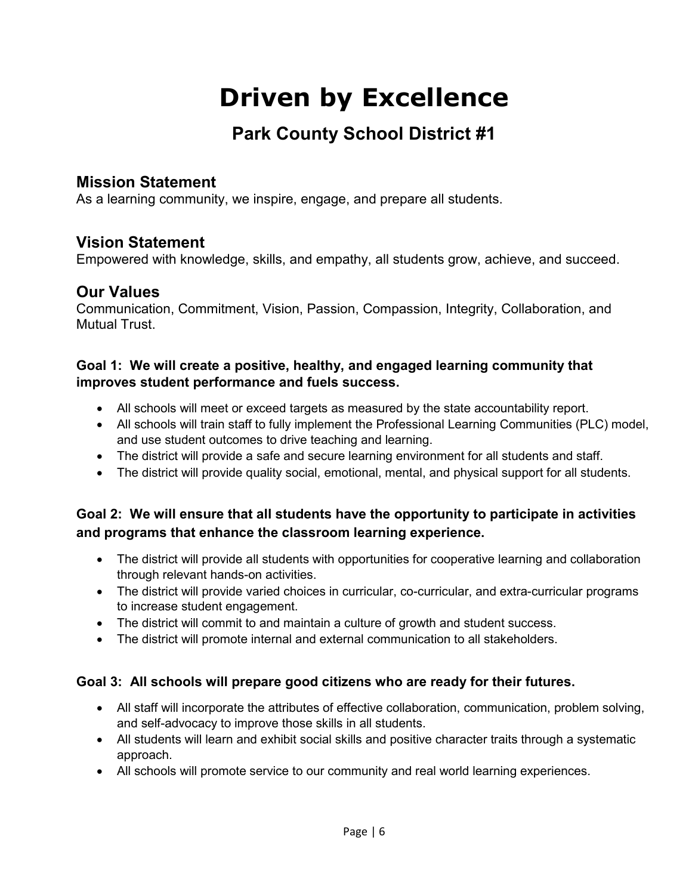# Driven by Excellence

## Park County School District #1

### Mission Statement

As a learning community, we inspire, engage, and prepare all students.

### Vision Statement

Empowered with knowledge, skills, and empathy, all students grow, achieve, and succeed.

### Our Values

Communication, Commitment, Vision, Passion, Compassion, Integrity, Collaboration, and Mutual Trust.

**Goal 1: We will create a positive, healthy, and engaged learning community that improves student performance and fuels success.**

- All schools will meet or exceed targets as measured by the state accountability report.
- All schools will train staff to fully implement the Professional Learning Communities (PLC) model, and use student outcomes to drive teaching and learning.
- The district will provide a safe and secure learning environment for all students and staff.
- The district will provide quality social, emotional, mental, and physical support for all students.

**Goal 2: We will ensure that all students have the opportunity to participate in activities and programs that enhance the classroom learning experience.**

- The district will provide all students with opportunities for cooperative learning and collaboration through relevant hands-on activities.
- The district will provide varied choices in curricular, co-curricular, and extra-curricular programs to increase student engagement.
- The district will commit to and maintain a culture of growth and student success.
- The district will promote internal and external communication to all stakeholders.

**Goal 3: All schools will prepare good citizens who are ready for their futures.**

- All staff will incorporate the attributes of effective collaboration, communication, problem solving, and self-advocacy to improve those skills in all students.
- All students will learn and exhibit social skills and positive character traits through a systematic approach.
- All schools will promote service to our community and real world learning experiences.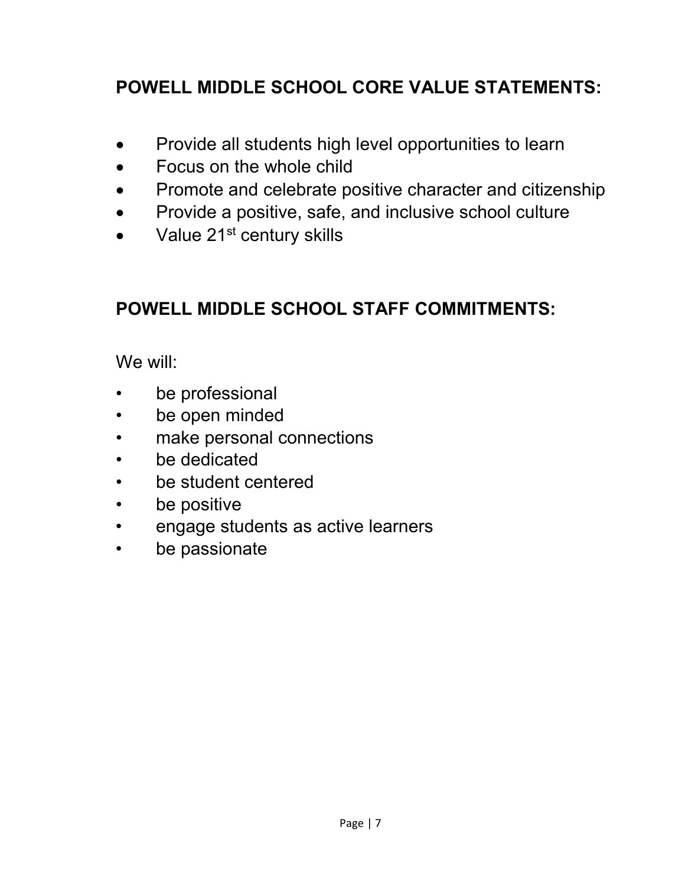## POWELL MIDDLE SCHOOL CORE VALUE STATEMENTS:

- Provide all students high level opportunities to learn
- Focus on the whole child
- Promote and celebrate positive character and citizenship
- Provide a positive, safe, and inclusive school culture
- Value 21st century skills

## POWELL MIDDLE SCHOOL STAFF COMMITMENTS:

We will:

- be professional
- be open minded
- make personal connections
- be dedicated
- be student centered
- be positive
- engage students as active learners
- be passionate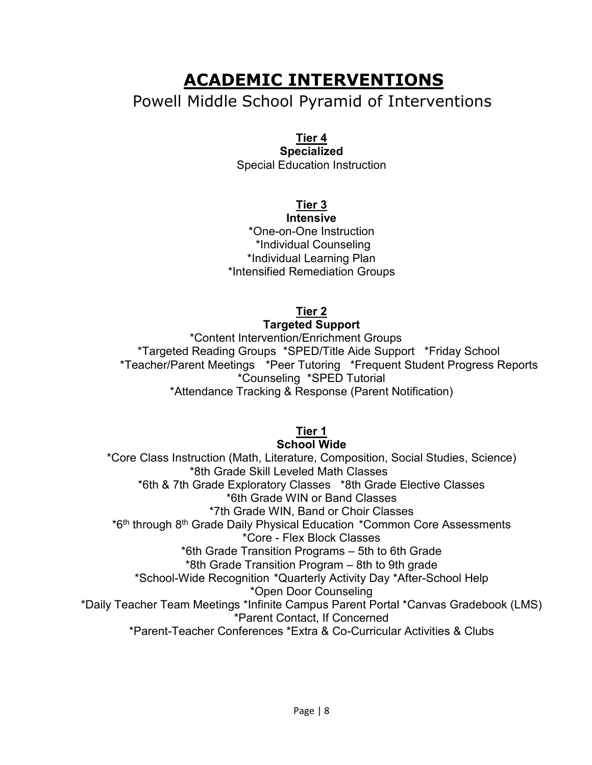# ACADEMIC INTERVENTIONS

## Powell Middle School Pyramid of Interventions

**Tier 4**
**Specialized**
Special Education Instruction

**Tier 3**
**Intensive**
*One-on-One Instruction
*Individual Counseling
*Individual Learning Plan
*Intensified Remediation Groups

**Tier 2**
**Targeted Support**
*Content Intervention/Enrichment Groups
*Targeted Reading Groups *SPED/Title Aide Support *Friday School
*Teacher/Parent Meetings *Peer Tutoring *Frequent Student Progress Reports
*Counseling *SPED Tutorial
*Attendance Tracking & Response (Parent Notification)

**Tier 1**
**School Wide**
*Core Class Instruction (Math, Literature, Composition, Social Studies, Science)
*8th Grade Skill Leveled Math Classes
*6th & 7th Grade Exploratory Classes *8th Grade Elective Classes
*6th Grade WIN or Band Classes
*7th Grade WIN, Band or Choir Classes
*6th through 8th Grade Daily Physical Education *Common Core Assessments
*Core - Flex Block Classes
*6th Grade Transition Programs – 5th to 6th Grade
*8th Grade Transition Program – 8th to 9th grade
*School-Wide Recognition *Quarterly Activity Day *After-School Help
*Open Door Counseling
*Daily Teacher Team Meetings *Infinite Campus Parent Portal *Canvas Gradebook (LMS)
*Parent Contact, If Concerned
*Parent-Teacher Conferences *Extra & Co-Curricular Activities & Clubs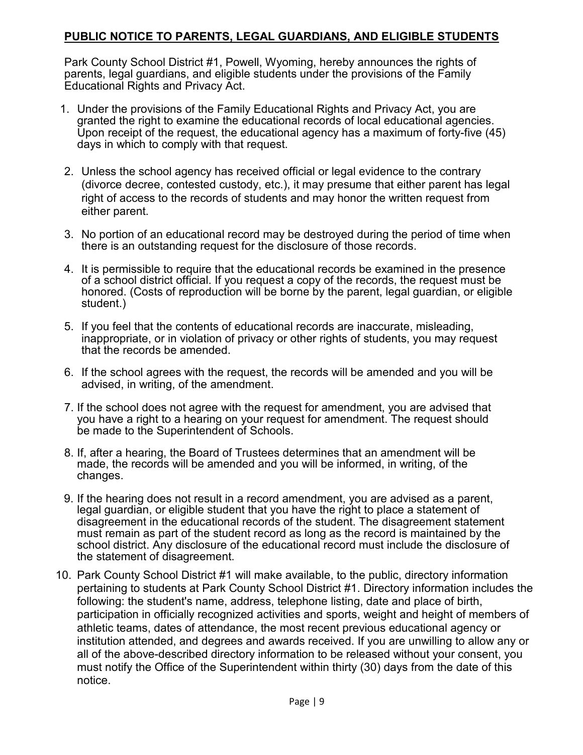## PUBLIC NOTICE TO PARENTS, LEGAL GUARDIANS, AND ELIGIBLE STUDENTS

Park County School District #1, Powell, Wyoming, hereby announces the rights of parents, legal guardians, and eligible students under the provisions of the Family Educational Rights and Privacy Act.

1. Under the provisions of the Family Educational Rights and Privacy Act, you are granted the right to examine the educational records of local educational agencies. Upon receipt of the request, the educational agency has a maximum of forty-five (45) days in which to comply with that request.
2. Unless the school agency has received official or legal evidence to the contrary (divorce decree, contested custody, etc.), it may presume that either parent has legal right of access to the records of students and may honor the written request from either parent.
3. No portion of an educational record may be destroyed during the period of time when there is an outstanding request for the disclosure of those records.
4. It is permissible to require that the educational records be examined in the presence of a school district official. If you request a copy of the records, the request must be honored. (Costs of reproduction will be borne by the parent, legal guardian, or eligible student.)
5. If you feel that the contents of educational records are inaccurate, misleading, inappropriate, or in violation of privacy or other rights of students, you may request that the records be amended.
6. If the school agrees with the request, the records will be amended and you will be advised, in writing, of the amendment.
7. If the school does not agree with the request for amendment, you are advised that you have a right to a hearing on your request for amendment. The request should be made to the Superintendent of Schools.
8. If, after a hearing, the Board of Trustees determines that an amendment will be made, the records will be amended and you will be informed, in writing, of the changes.
9. If the hearing does not result in a record amendment, you are advised as a parent, legal guardian, or eligible student that you have the right to place a statement of disagreement in the educational records of the student. The disagreement statement must remain as part of the student record as long as the record is maintained by the school district. Any disclosure of the educational record must include the disclosure of the statement of disagreement.
10. Park County School District #1 will make available, to the public, directory information pertaining to students at Park County School District #1. Directory information includes the following: the student's name, address, telephone listing, date and place of birth, participation in officially recognized activities and sports, weight and height of members of athletic teams, dates of attendance, the most recent previous educational agency or institution attended, and degrees and awards received. If you are unwilling to allow any or all of the above-described directory information to be released without your consent, you must notify the Office of the Superintendent within thirty (30) days from the date of this notice.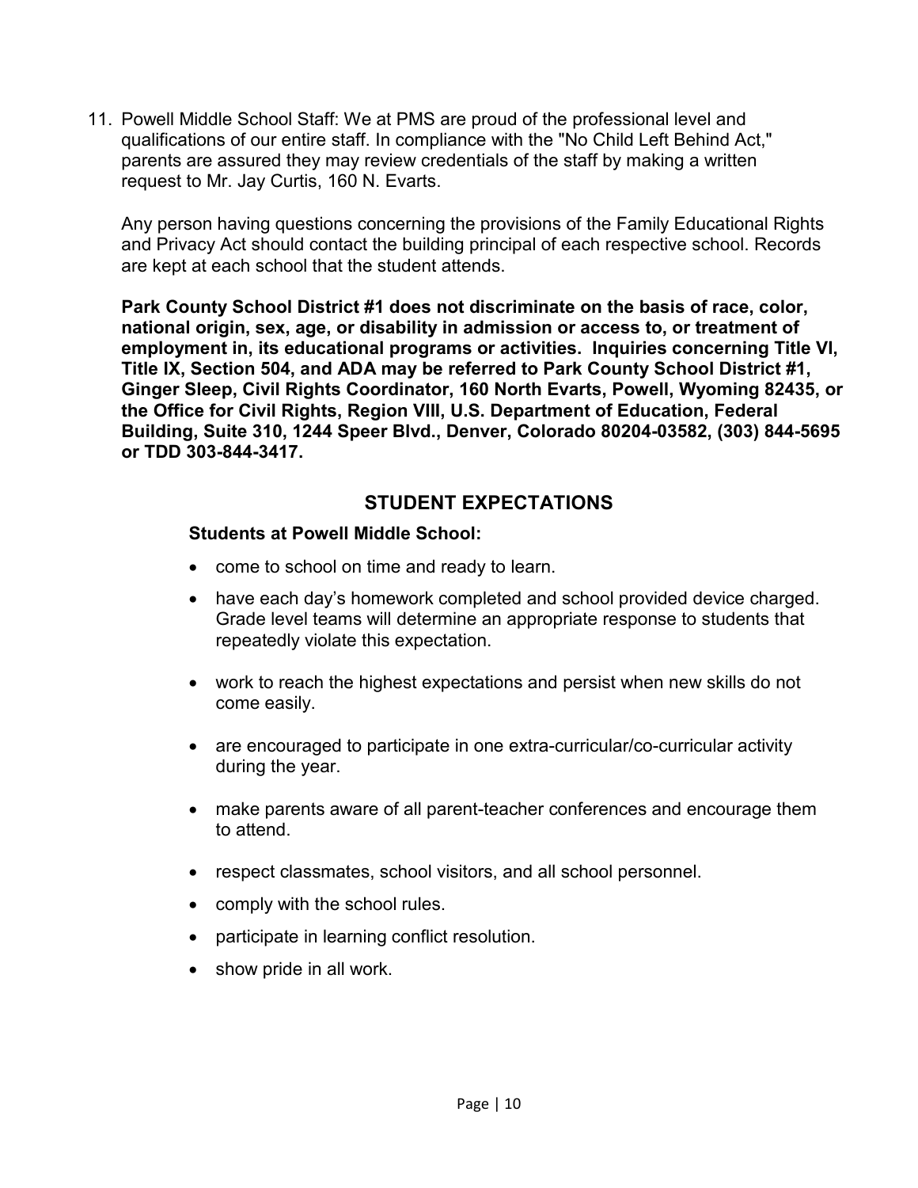11. Powell Middle School Staff: We at PMS are proud of the professional level and qualifications of our entire staff. In compliance with the "No Child Left Behind Act," parents are assured they may review credentials of the staff by making a written request to Mr. Jay Curtis, 160 N. Evarts.

    Any person having questions concerning the provisions of the Family Educational Rights and Privacy Act should contact the building principal of each respective school. Records are kept at each school that the student attends.

    **Park County School District #1 does not discriminate on the basis of race, color, national origin, sex, age, or disability in admission or access to, or treatment of employment in, its educational programs or activities. Inquiries concerning Title VI, Title IX, Section 504, and ADA may be referred to Park County School District #1, Ginger Sleep, Civil Rights Coordinator, 160 North Evarts, Powell, Wyoming 82435, or the Office for Civil Rights, Region VIII, U.S. Department of Education, Federal Building, Suite 310, 1244 Speer Blvd., Denver, Colorado 80204-03582, (303) 844-5695 or TDD 303-844-3417.**

## STUDENT EXPECTATIONS

**Students at Powell Middle School:**

- come to school on time and ready to learn.
- have each day's homework completed and school provided device charged. Grade level teams will determine an appropriate response to students that repeatedly violate this expectation.
- work to reach the highest expectations and persist when new skills do not come easily.
- are encouraged to participate in one extra-curricular/co-curricular activity during the year.
- make parents aware of all parent-teacher conferences and encourage them to attend.
- respect classmates, school visitors, and all school personnel.
- comply with the school rules.
- participate in learning conflict resolution.
- show pride in all work.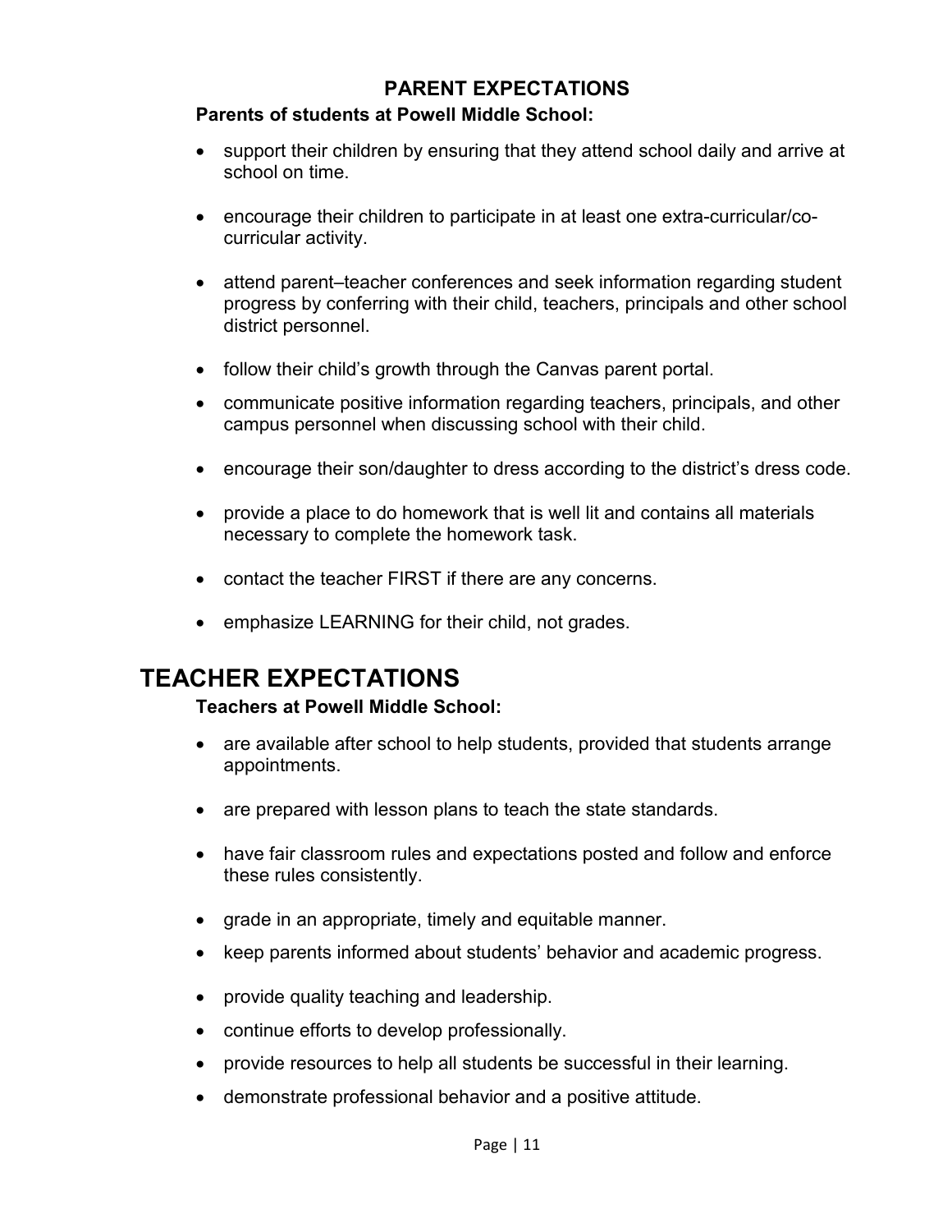## PARENT EXPECTATIONS

**Parents of students at Powell Middle School:**

- support their children by ensuring that they attend school daily and arrive at school on time.
- encourage their children to participate in at least one extra-curricular/co-curricular activity.
- attend parent–teacher conferences and seek information regarding student progress by conferring with their child, teachers, principals and other school district personnel.
- follow their child's growth through the Canvas parent portal.
- communicate positive information regarding teachers, principals, and other campus personnel when discussing school with their child.
- encourage their son/daughter to dress according to the district's dress code.
- provide a place to do homework that is well lit and contains all materials necessary to complete the homework task.
- contact the teacher FIRST if there are any concerns.
- emphasize LEARNING for their child, not grades.

# TEACHER EXPECTATIONS

**Teachers at Powell Middle School:**

- are available after school to help students, provided that students arrange appointments.
- are prepared with lesson plans to teach the state standards.
- have fair classroom rules and expectations posted and follow and enforce these rules consistently.
- grade in an appropriate, timely and equitable manner.
- keep parents informed about students' behavior and academic progress.
- provide quality teaching and leadership.
- continue efforts to develop professionally.
- provide resources to help all students be successful in their learning.
- demonstrate professional behavior and a positive attitude.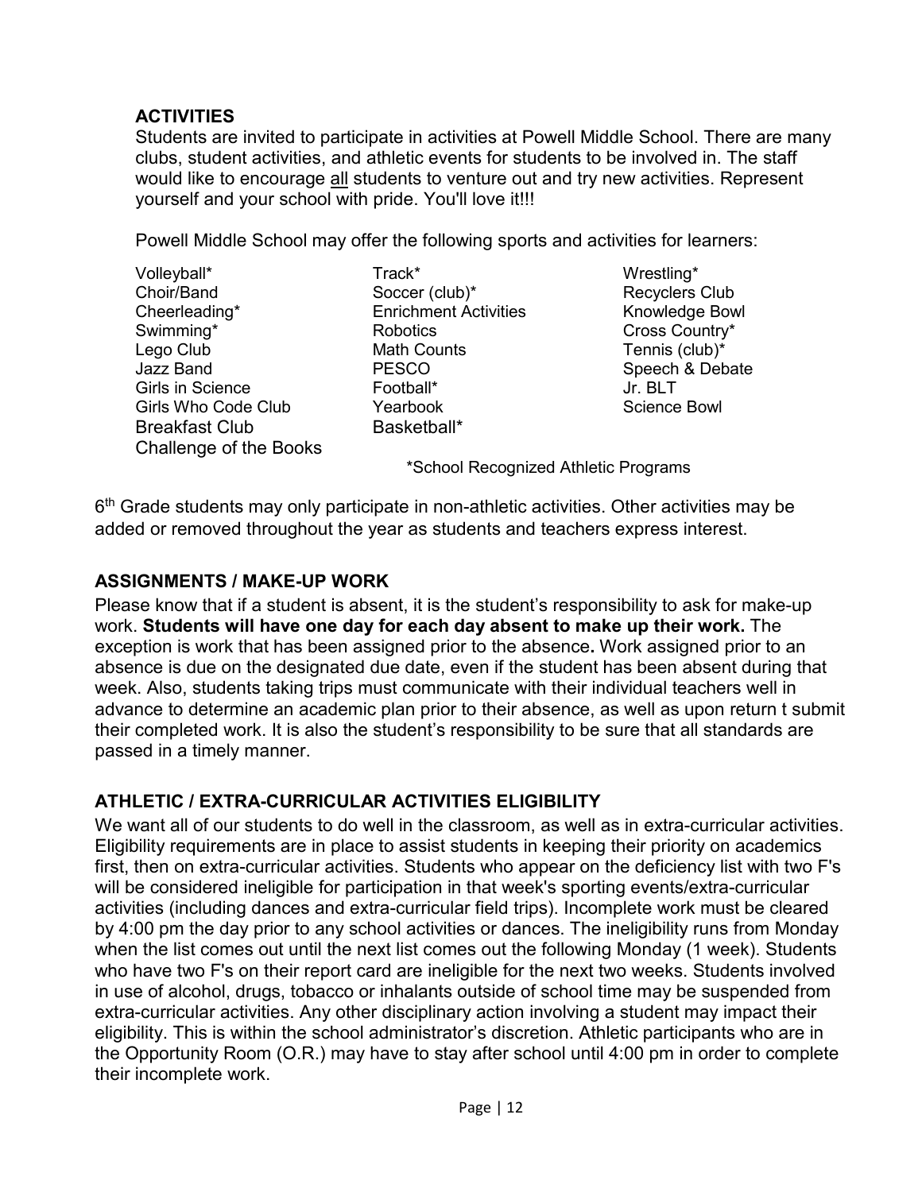## ACTIVITIES

Students are invited to participate in activities at Powell Middle School. There are many clubs, student activities, and athletic events for students to be involved in. The staff would like to encourage all students to venture out and try new activities. Represent yourself and your school with pride. You'll love it!!!

Powell Middle School may offer the following sports and activities for learners:

- Volleyball*
- Choir/Band
- Cheerleading*
- Swimming*
- Lego Club
- Jazz Band
- Girls in Science
- Girls Who Code Club
- Breakfast Club
- Challenge of the Books
- Track*
- Soccer (club)*
- Enrichment Activities
- Robotics
- Math Counts
- PESCO
- Football*
- Yearbook
- Basketball*
- Wrestling*
- Recyclers Club
- Knowledge Bowl
- Cross Country*
- Tennis (club)*
- Speech & Debate
- Jr. BLT
- Science Bowl

*School Recognized Athletic Programs

6th Grade students may only participate in non-athletic activities. Other activities may be added or removed throughout the year as students and teachers express interest.

## ASSIGNMENTS / MAKE-UP WORK

Please know that if a student is absent, it is the student's responsibility to ask for make-up work. **Students will have one day for each day absent to make up their work.** The exception is work that has been assigned prior to the absence**.** Work assigned prior to an absence is due on the designated due date, even if the student has been absent during that week. Also, students taking trips must communicate with their individual teachers well in advance to determine an academic plan prior to their absence, as well as upon return t submit their completed work. It is also the student's responsibility to be sure that all standards are passed in a timely manner.

## ATHLETIC / EXTRA-CURRICULAR ACTIVITIES ELIGIBILITY

We want all of our students to do well in the classroom, as well as in extra-curricular activities. Eligibility requirements are in place to assist students in keeping their priority on academics first, then on extra-curricular activities. Students who appear on the deficiency list with two F's will be considered ineligible for participation in that week's sporting events/extra-curricular activities (including dances and extra-curricular field trips). Incomplete work must be cleared by 4:00 pm the day prior to any school activities or dances. The ineligibility runs from Monday when the list comes out until the next list comes out the following Monday (1 week). Students who have two F's on their report card are ineligible for the next two weeks. Students involved in use of alcohol, drugs, tobacco or inhalants outside of school time may be suspended from extra-curricular activities. Any other disciplinary action involving a student may impact their eligibility. This is within the school administrator's discretion. Athletic participants who are in the Opportunity Room (O.R.) may have to stay after school until 4:00 pm in order to complete their incomplete work.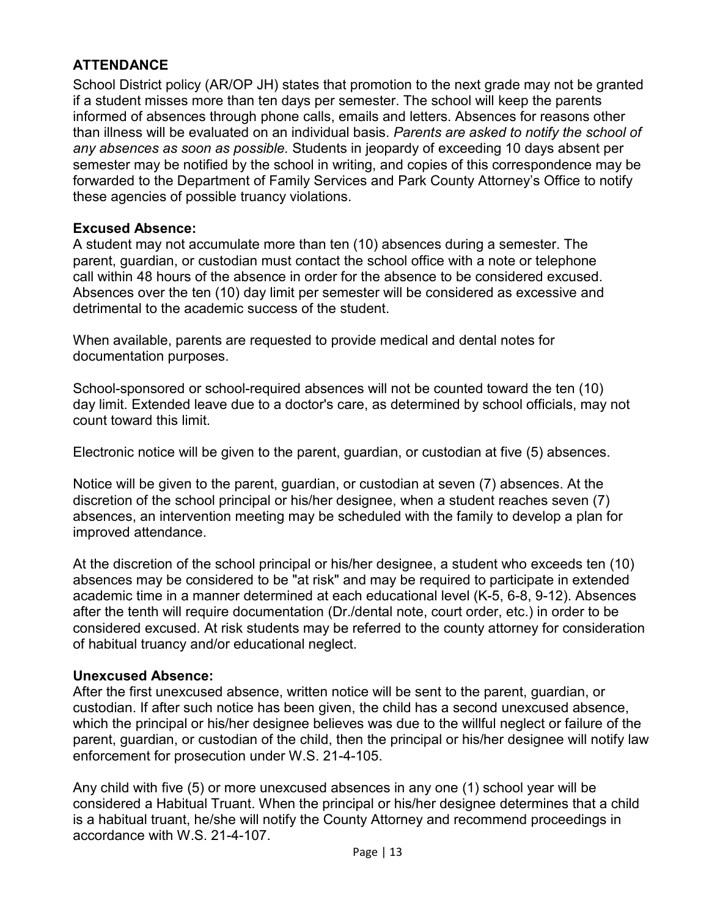## ATTENDANCE

School District policy (AR/OP JH) states that promotion to the next grade may not be granted if a student misses more than ten days per semester. The school will keep the parents informed of absences through phone calls, emails and letters. Absences for reasons other than illness will be evaluated on an individual basis. *Parents are asked to notify the school of any absences as soon as possible.* Students in jeopardy of exceeding 10 days absent per semester may be notified by the school in writing, and copies of this correspondence may be forwarded to the Department of Family Services and Park County Attorney's Office to notify these agencies of possible truancy violations.

### Excused Absence:

A student may not accumulate more than ten (10) absences during a semester. The parent, guardian, or custodian must contact the school office with a note or telephone call within 48 hours of the absence in order for the absence to be considered excused. Absences over the ten (10) day limit per semester will be considered as excessive and detrimental to the academic success of the student.

When available, parents are requested to provide medical and dental notes for documentation purposes.

School-sponsored or school-required absences will not be counted toward the ten (10) day limit. Extended leave due to a doctor's care, as determined by school officials, may not count toward this limit.

Electronic notice will be given to the parent, guardian, or custodian at five (5) absences.

Notice will be given to the parent, guardian, or custodian at seven (7) absences. At the discretion of the school principal or his/her designee, when a student reaches seven (7) absences, an intervention meeting may be scheduled with the family to develop a plan for improved attendance.

At the discretion of the school principal or his/her designee, a student who exceeds ten (10) absences may be considered to be "at risk" and may be required to participate in extended academic time in a manner determined at each educational level (K-5, 6-8, 9-12). Absences after the tenth will require documentation (Dr./dental note, court order, etc.) in order to be considered excused. At risk students may be referred to the county attorney for consideration of habitual truancy and/or educational neglect.

### Unexcused Absence:

After the first unexcused absence, written notice will be sent to the parent, guardian, or custodian. If after such notice has been given, the child has a second unexcused absence, which the principal or his/her designee believes was due to the willful neglect or failure of the parent, guardian, or custodian of the child, then the principal or his/her designee will notify law enforcement for prosecution under W.S. 21-4-105.

Any child with five (5) or more unexcused absences in any one (1) school year will be considered a Habitual Truant. When the principal or his/her designee determines that a child is a habitual truant, he/she will notify the County Attorney and recommend proceedings in accordance with W.S. 21-4-107.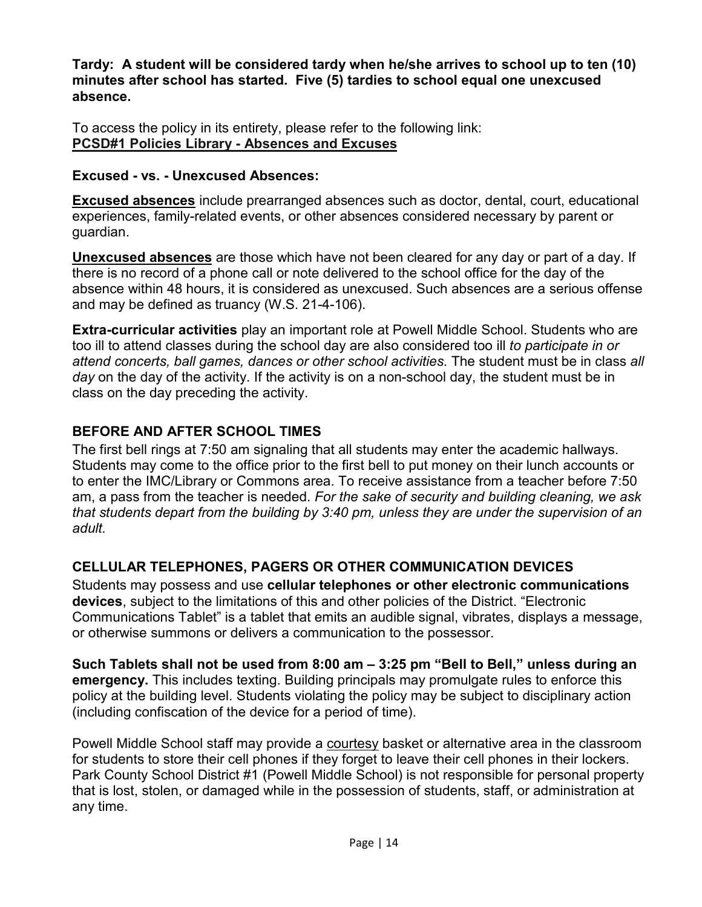**Tardy: A student will be considered tardy when he/she arrives to school up to ten (10) minutes after school has started. Five (5) tardies to school equal one unexcused absence.**

To access the policy in its entirety, please refer to the following link:
**PCSD#1 Policies Library - Absences and Excuses**

### Excused - vs. - Unexcused Absences:

**Excused absences** include prearranged absences such as doctor, dental, court, educational experiences, family-related events, or other absences considered necessary by parent or guardian.

**Unexcused absences** are those which have not been cleared for any day or part of a day. If there is no record of a phone call or note delivered to the school office for the day of the absence within 48 hours, it is considered as unexcused. Such absences are a serious offense and may be defined as truancy (W.S. 21-4-106).

**Extra-curricular activities** play an important role at Powell Middle School. Students who are too ill to attend classes during the school day are also considered too ill *to participate in or attend concerts, ball games, dances or other school activities.* The student must be in class *all day* on the day of the activity. If the activity is on a non-school day, the student must be in class on the day preceding the activity.

## BEFORE AND AFTER SCHOOL TIMES

The first bell rings at 7:50 am signaling that all students may enter the academic hallways. Students may come to the office prior to the first bell to put money on their lunch accounts or to enter the IMC/Library or Commons area. To receive assistance from a teacher before 7:50 am, a pass from the teacher is needed. *For the sake of security and building cleaning, we ask that students depart from the building by 3:40 pm, unless they are under the supervision of an adult.*

## CELLULAR TELEPHONES, PAGERS OR OTHER COMMUNICATION DEVICES

Students may possess and use **cellular telephones or other electronic communications devices**, subject to the limitations of this and other policies of the District. "Electronic Communications Tablet" is a tablet that emits an audible signal, vibrates, displays a message, or otherwise summons or delivers a communication to the possessor.

**Such Tablets shall not be used from 8:00 am – 3:25 pm "Bell to Bell," unless during an emergency.** This includes texting. Building principals may promulgate rules to enforce this policy at the building level. Students violating the policy may be subject to disciplinary action (including confiscation of the device for a period of time).

Powell Middle School staff may provide a courtesy basket or alternative area in the classroom for students to store their cell phones if they forget to leave their cell phones in their lockers. Park County School District #1 (Powell Middle School) is not responsible for personal property that is lost, stolen, or damaged while in the possession of students, staff, or administration at any time.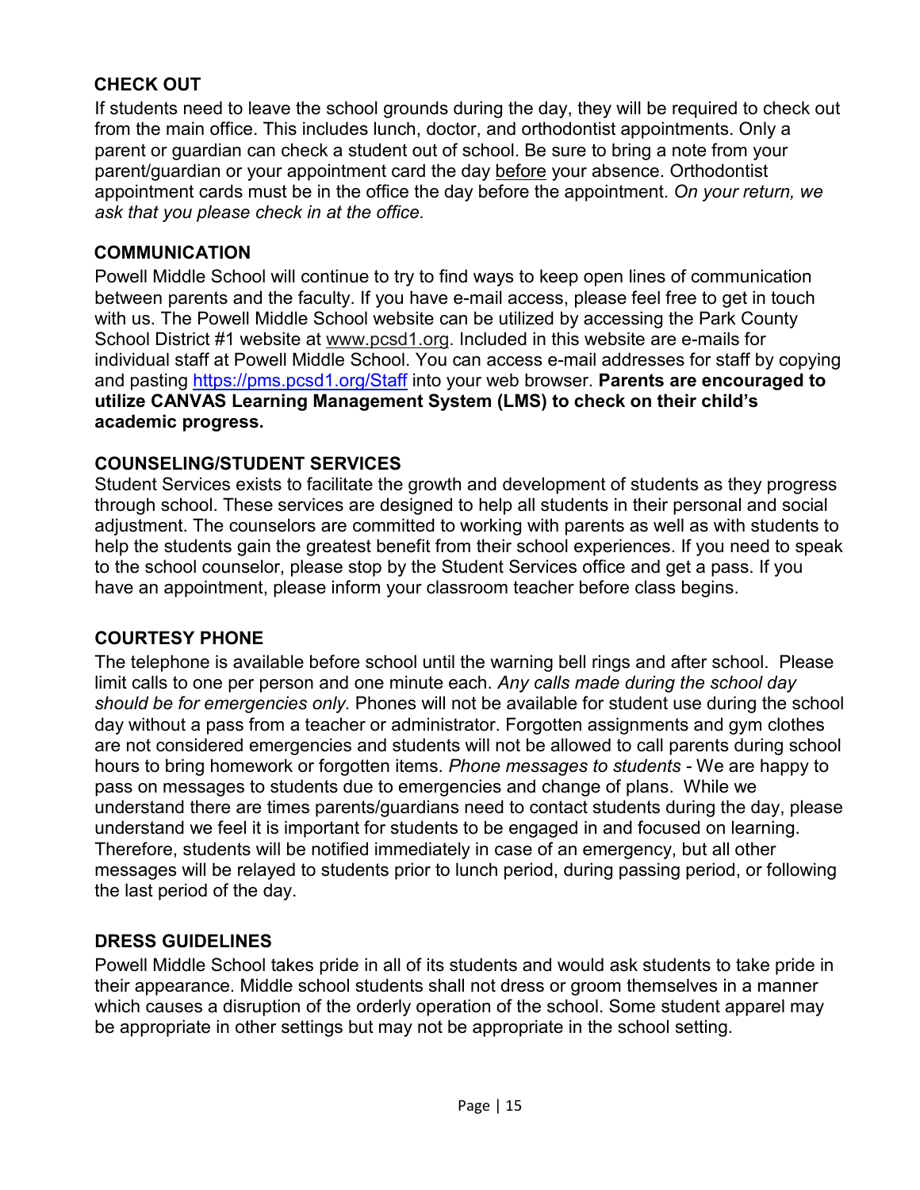## CHECK OUT

If students need to leave the school grounds during the day, they will be required to check out from the main office. This includes lunch, doctor, and orthodontist appointments. Only a parent or guardian can check a student out of school. Be sure to bring a note from your parent/guardian or your appointment card the day before your absence. Orthodontist appointment cards must be in the office the day before the appointment. *On your return, we ask that you please check in at the office.*

## COMMUNICATION

Powell Middle School will continue to try to find ways to keep open lines of communication between parents and the faculty. If you have e-mail access, please feel free to get in touch with us. The Powell Middle School website can be utilized by accessing the Park County School District #1 website at www.pcsd1.org. Included in this website are e-mails for individual staff at Powell Middle School. You can access e-mail addresses for staff by copying and pasting https://pms.pcsd1.org/Staff into your web browser. **Parents are encouraged to utilize CANVAS Learning Management System (LMS) to check on their child's academic progress.**

## COUNSELING/STUDENT SERVICES

Student Services exists to facilitate the growth and development of students as they progress through school. These services are designed to help all students in their personal and social adjustment. The counselors are committed to working with parents as well as with students to help the students gain the greatest benefit from their school experiences. If you need to speak to the school counselor, please stop by the Student Services office and get a pass. If you have an appointment, please inform your classroom teacher before class begins.

## COURTESY PHONE

The telephone is available before school until the warning bell rings and after school. Please limit calls to one per person and one minute each. *Any calls made during the school day should be for emergencies only.* Phones will not be available for student use during the school day without a pass from a teacher or administrator. Forgotten assignments and gym clothes are not considered emergencies and students will not be allowed to call parents during school hours to bring homework or forgotten items. *Phone messages to students* - We are happy to pass on messages to students due to emergencies and change of plans. While we understand there are times parents/guardians need to contact students during the day, please understand we feel it is important for students to be engaged in and focused on learning. Therefore, students will be notified immediately in case of an emergency, but all other messages will be relayed to students prior to lunch period, during passing period, or following the last period of the day.

## DRESS GUIDELINES

Powell Middle School takes pride in all of its students and would ask students to take pride in their appearance. Middle school students shall not dress or groom themselves in a manner which causes a disruption of the orderly operation of the school. Some student apparel may be appropriate in other settings but may not be appropriate in the school setting.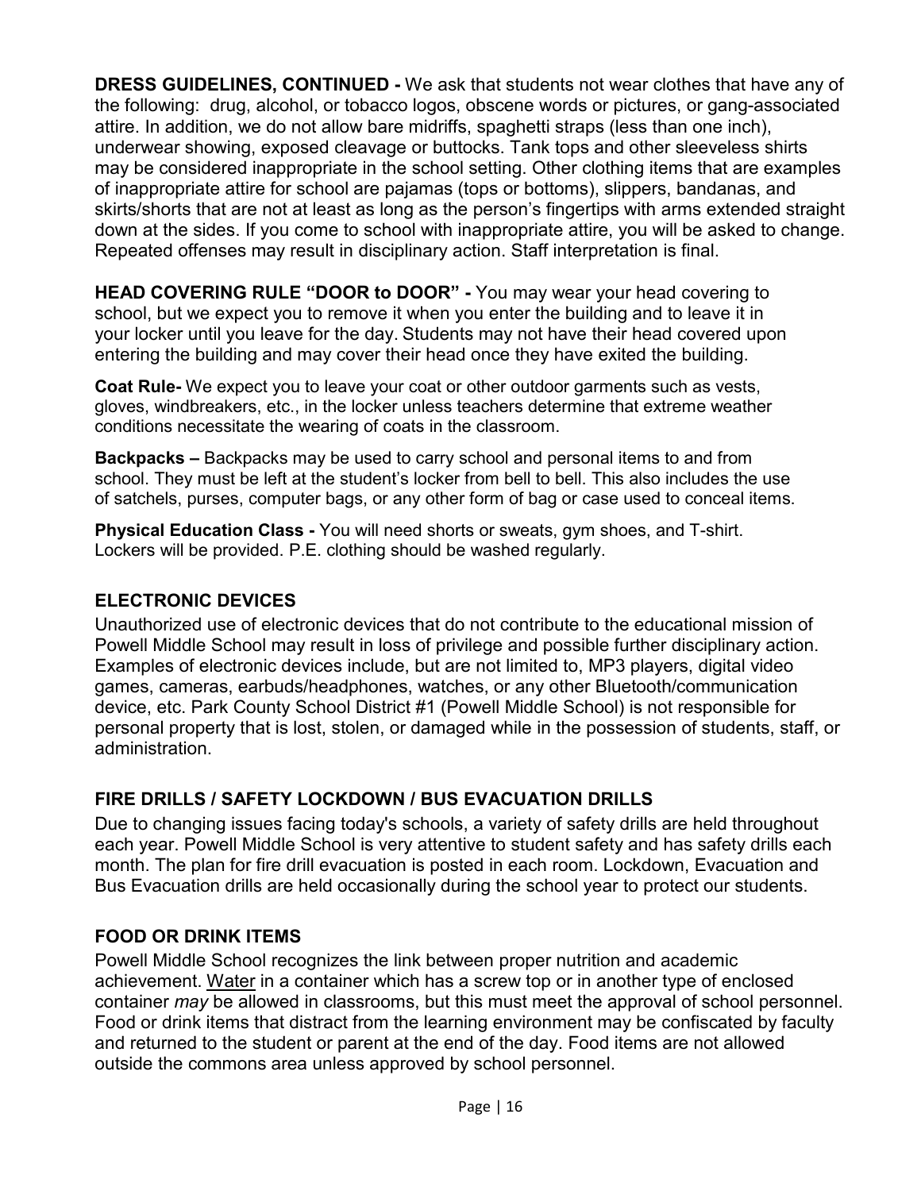**DRESS GUIDELINES, CONTINUED -** We ask that students not wear clothes that have any of the following: drug, alcohol, or tobacco logos, obscene words or pictures, or gang-associated attire. In addition, we do not allow bare midriffs, spaghetti straps (less than one inch), underwear showing, exposed cleavage or buttocks. Tank tops and other sleeveless shirts may be considered inappropriate in the school setting. Other clothing items that are examples of inappropriate attire for school are pajamas (tops or bottoms), slippers, bandanas, and skirts/shorts that are not at least as long as the person's fingertips with arms extended straight down at the sides. If you come to school with inappropriate attire, you will be asked to change. Repeated offenses may result in disciplinary action. Staff interpretation is final.

**HEAD COVERING RULE "DOOR to DOOR" -** You may wear your head covering to school, but we expect you to remove it when you enter the building and to leave it in your locker until you leave for the day. Students may not have their head covered upon entering the building and may cover their head once they have exited the building.

**Coat Rule-** We expect you to leave your coat or other outdoor garments such as vests, gloves, windbreakers, etc., in the locker unless teachers determine that extreme weather conditions necessitate the wearing of coats in the classroom.

**Backpacks –** Backpacks may be used to carry school and personal items to and from school. They must be left at the student's locker from bell to bell. This also includes the use of satchels, purses, computer bags, or any other form of bag or case used to conceal items.

**Physical Education Class -** You will need shorts or sweats, gym shoes, and T-shirt. Lockers will be provided. P.E. clothing should be washed regularly.

## ELECTRONIC DEVICES

Unauthorized use of electronic devices that do not contribute to the educational mission of Powell Middle School may result in loss of privilege and possible further disciplinary action. Examples of electronic devices include, but are not limited to, MP3 players, digital video games, cameras, earbuds/headphones, watches, or any other Bluetooth/communication device, etc. Park County School District #1 (Powell Middle School) is not responsible for personal property that is lost, stolen, or damaged while in the possession of students, staff, or administration.

## FIRE DRILLS / SAFETY LOCKDOWN / BUS EVACUATION DRILLS

Due to changing issues facing today's schools, a variety of safety drills are held throughout each year. Powell Middle School is very attentive to student safety and has safety drills each month. The plan for fire drill evacuation is posted in each room. Lockdown, Evacuation and Bus Evacuation drills are held occasionally during the school year to protect our students.

## FOOD OR DRINK ITEMS

Powell Middle School recognizes the link between proper nutrition and academic achievement. Water in a container which has a screw top or in another type of enclosed container *may* be allowed in classrooms, but this must meet the approval of school personnel. Food or drink items that distract from the learning environment may be confiscated by faculty and returned to the student or parent at the end of the day. Food items are not allowed outside the commons area unless approved by school personnel.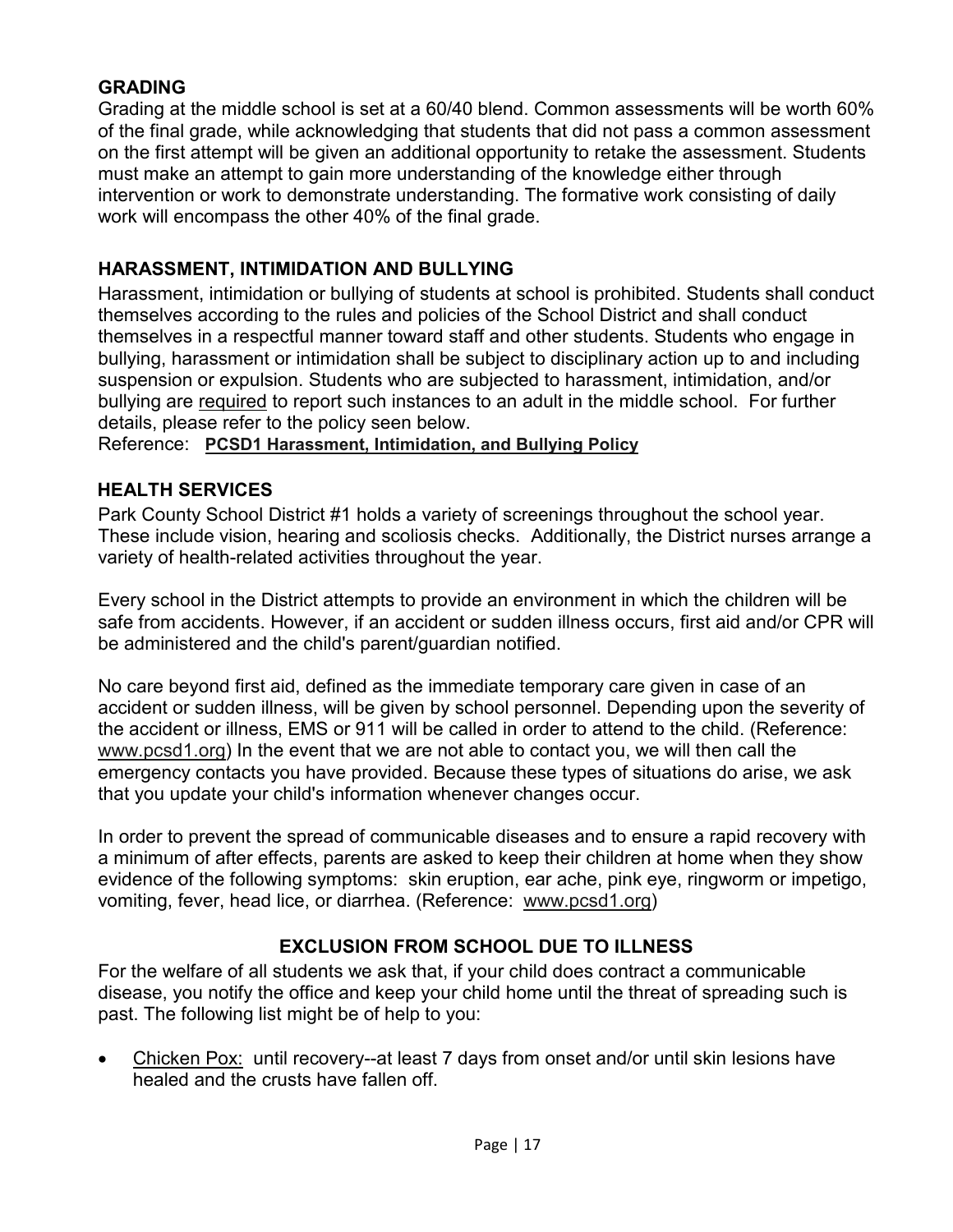## GRADING

Grading at the middle school is set at a 60/40 blend. Common assessments will be worth 60% of the final grade, while acknowledging that students that did not pass a common assessment on the first attempt will be given an additional opportunity to retake the assessment. Students must make an attempt to gain more understanding of the knowledge either through intervention or work to demonstrate understanding. The formative work consisting of daily work will encompass the other 40% of the final grade.

## HARASSMENT, INTIMIDATION AND BULLYING

Harassment, intimidation or bullying of students at school is prohibited. Students shall conduct themselves according to the rules and policies of the School District and shall conduct themselves in a respectful manner toward staff and other students. Students who engage in bullying, harassment or intimidation shall be subject to disciplinary action up to and including suspension or expulsion. Students who are subjected to harassment, intimidation, and/or bullying are required to report such instances to an adult in the middle school. For further details, please refer to the policy seen below.

Reference: **PCSD1 Harassment, Intimidation, and Bullying Policy**

## HEALTH SERVICES

Park County School District #1 holds a variety of screenings throughout the school year. These include vision, hearing and scoliosis checks. Additionally, the District nurses arrange a variety of health-related activities throughout the year.

Every school in the District attempts to provide an environment in which the children will be safe from accidents. However, if an accident or sudden illness occurs, first aid and/or CPR will be administered and the child's parent/guardian notified.

No care beyond first aid, defined as the immediate temporary care given in case of an accident or sudden illness, will be given by school personnel. Depending upon the severity of the accident or illness, EMS or 911 will be called in order to attend to the child. (Reference: www.pcsd1.org) In the event that we are not able to contact you, we will then call the emergency contacts you have provided. Because these types of situations do arise, we ask that you update your child's information whenever changes occur.

In order to prevent the spread of communicable diseases and to ensure a rapid recovery with a minimum of after effects, parents are asked to keep their children at home when they show evidence of the following symptoms: skin eruption, ear ache, pink eye, ringworm or impetigo, vomiting, fever, head lice, or diarrhea. (Reference: www.pcsd1.org)

## EXCLUSION FROM SCHOOL DUE TO ILLNESS

For the welfare of all students we ask that, if your child does contract a communicable disease, you notify the office and keep your child home until the threat of spreading such is past. The following list might be of help to you:

- Chicken Pox: until recovery--at least 7 days from onset and/or until skin lesions have healed and the crusts have fallen off.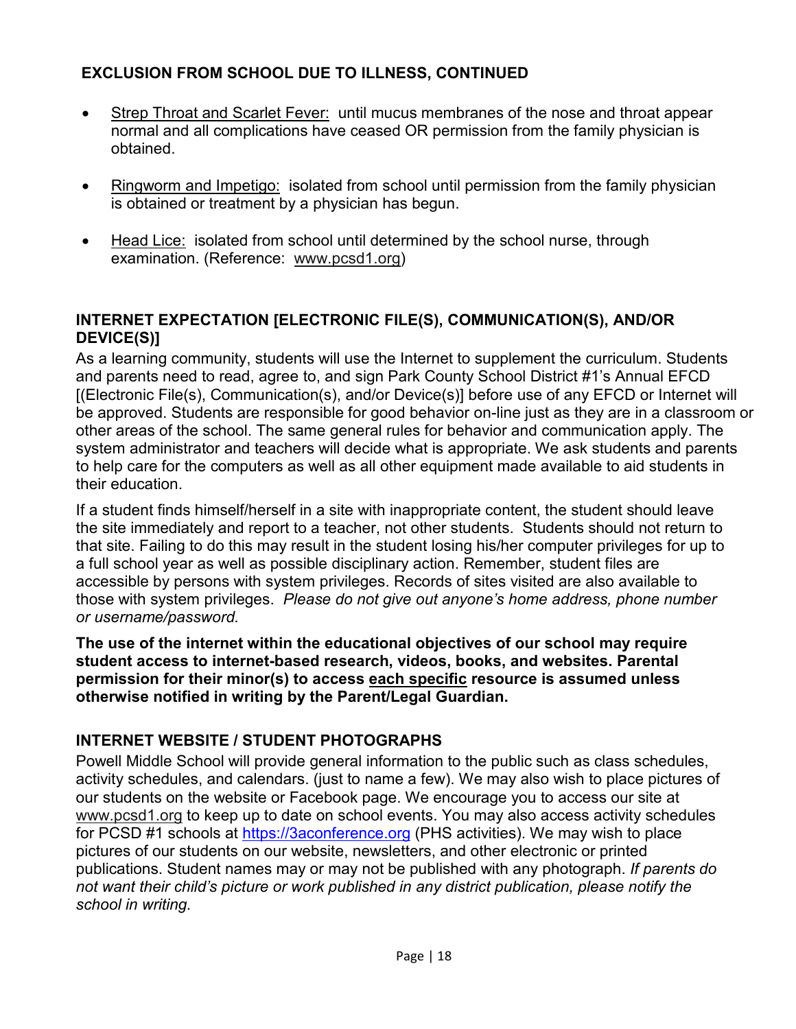## EXCLUSION FROM SCHOOL DUE TO ILLNESS, CONTINUED

- Strep Throat and Scarlet Fever: until mucus membranes of the nose and throat appear normal and all complications have ceased OR permission from the family physician is obtained.
- Ringworm and Impetigo: isolated from school until permission from the family physician is obtained or treatment by a physician has begun.
- Head Lice: isolated from school until determined by the school nurse, through examination. (Reference: www.pcsd1.org)

## INTERNET EXPECTATION [ELECTRONIC FILE(S), COMMUNICATION(S), AND/OR DEVICE(S)]

As a learning community, students will use the Internet to supplement the curriculum. Students and parents need to read, agree to, and sign Park County School District #1's Annual EFCD [(Electronic File(s), Communication(s), and/or Device(s)] before use of any EFCD or Internet will be approved. Students are responsible for good behavior on-line just as they are in a classroom or other areas of the school. The same general rules for behavior and communication apply. The system administrator and teachers will decide what is appropriate. We ask students and parents to help care for the computers as well as all other equipment made available to aid students in their education.

If a student finds himself/herself in a site with inappropriate content, the student should leave the site immediately and report to a teacher, not other students. Students should not return to that site. Failing to do this may result in the student losing his/her computer privileges for up to a full school year as well as possible disciplinary action. Remember, student files are accessible by persons with system privileges. Records of sites visited are also available to those with system privileges. *Please do not give out anyone's home address, phone number or username/password.*

**The use of the internet within the educational objectives of our school may require student access to internet-based research, videos, books, and websites. Parental permission for their minor(s) to access each specific resource is assumed unless otherwise notified in writing by the Parent/Legal Guardian.**

## INTERNET WEBSITE / STUDENT PHOTOGRAPHS

Powell Middle School will provide general information to the public such as class schedules, activity schedules, and calendars. (just to name a few). We may also wish to place pictures of our students on the website or Facebook page. We encourage you to access our site at www.pcsd1.org to keep up to date on school events. You may also access activity schedules for PCSD #1 schools at https://3aconference.org (PHS activities). We may wish to place pictures of our students on our website, newsletters, and other electronic or printed publications. Student names may or may not be published with any photograph. *If parents do not want their child's picture or work published in any district publication, please notify the school in writing.*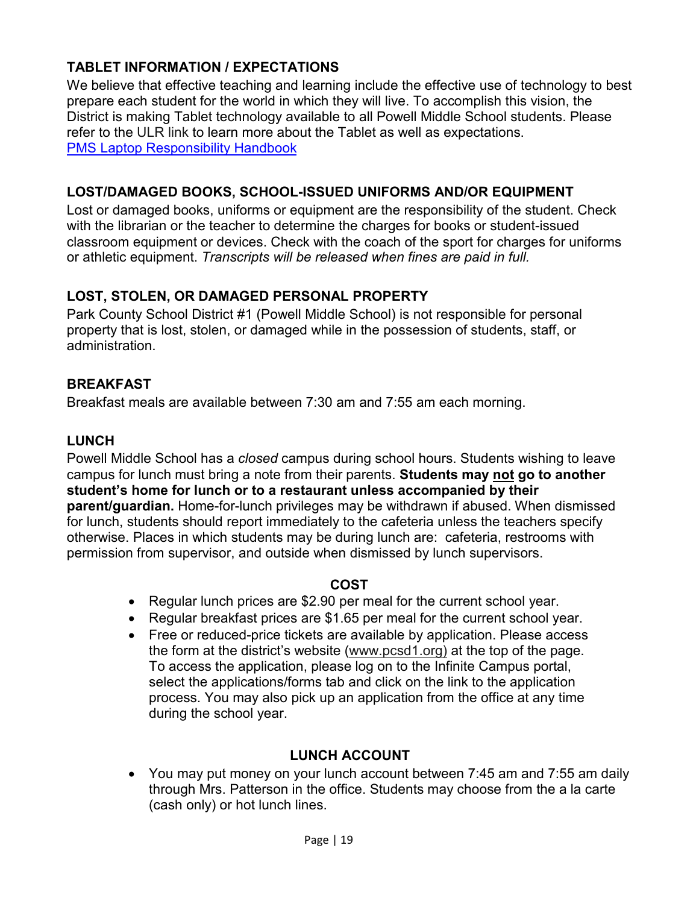## TABLET INFORMATION / EXPECTATIONS

We believe that effective teaching and learning include the effective use of technology to best prepare each student for the world in which they will live. To accomplish this vision, the District is making Tablet technology available to all Powell Middle School students. Please refer to the ULR link to learn more about the Tablet as well as expectations.
PMS Laptop Responsibility Handbook

## LOST/DAMAGED BOOKS, SCHOOL-ISSUED UNIFORMS AND/OR EQUIPMENT

Lost or damaged books, uniforms or equipment are the responsibility of the student. Check with the librarian or the teacher to determine the charges for books or student-issued classroom equipment or devices. Check with the coach of the sport for charges for uniforms or athletic equipment. *Transcripts will be released when fines are paid in full.*

## LOST, STOLEN, OR DAMAGED PERSONAL PROPERTY

Park County School District #1 (Powell Middle School) is not responsible for personal property that is lost, stolen, or damaged while in the possession of students, staff, or administration.

## BREAKFAST

Breakfast meals are available between 7:30 am and 7:55 am each morning.

## LUNCH

Powell Middle School has a *closed* campus during school hours. Students wishing to leave campus for lunch must bring a note from their parents. **Students may not go to another student's home for lunch or to a restaurant unless accompanied by their parent/guardian.** Home-for-lunch privileges may be withdrawn if abused. When dismissed for lunch, students should report immediately to the cafeteria unless the teachers specify otherwise. Places in which students may be during lunch are: cafeteria, restrooms with permission from supervisor, and outside when dismissed by lunch supervisors.

### COST

- Regular lunch prices are $2.90 per meal for the current school year.
- Regular breakfast prices are $1.65 per meal for the current school year.
- Free or reduced-price tickets are available by application. Please access the form at the district's website (www.pcsd1.org) at the top of the page. To access the application, please log on to the Infinite Campus portal, select the applications/forms tab and click on the link to the application process. You may also pick up an application from the office at any time during the school year.

### LUNCH ACCOUNT

- You may put money on your lunch account between 7:45 am and 7:55 am daily through Mrs. Patterson in the office. Students may choose from the a la carte (cash only) or hot lunch lines.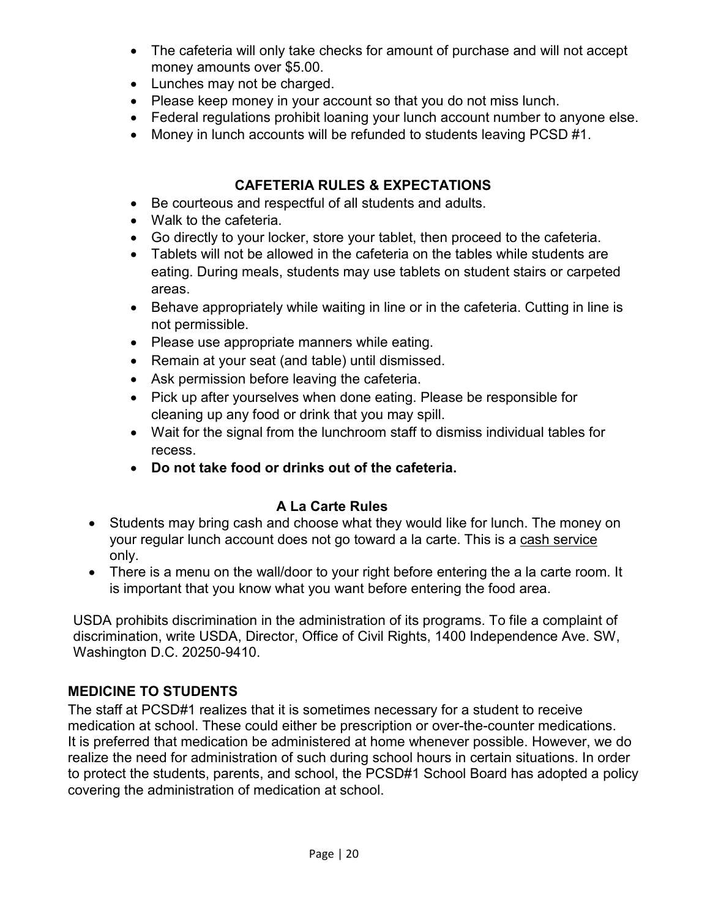- The cafeteria will only take checks for amount of purchase and will not accept money amounts over $5.00.
- Lunches may not be charged.
- Please keep money in your account so that you do not miss lunch.
- Federal regulations prohibit loaning your lunch account number to anyone else.
- Money in lunch accounts will be refunded to students leaving PCSD #1.

### CAFETERIA RULES & EXPECTATIONS

- Be courteous and respectful of all students and adults.
- Walk to the cafeteria.
- Go directly to your locker, store your tablet, then proceed to the cafeteria.
- Tablets will not be allowed in the cafeteria on the tables while students are eating. During meals, students may use tablets on student stairs or carpeted areas.
- Behave appropriately while waiting in line or in the cafeteria. Cutting in line is not permissible.
- Please use appropriate manners while eating.
- Remain at your seat (and table) until dismissed.
- Ask permission before leaving the cafeteria.
- Pick up after yourselves when done eating. Please be responsible for cleaning up any food or drink that you may spill.
- Wait for the signal from the lunchroom staff to dismiss individual tables for recess.
- **Do not take food or drinks out of the cafeteria.**

### A La Carte Rules

- Students may bring cash and choose what they would like for lunch. The money on your regular lunch account does not go toward a la carte. This is a cash service only.
- There is a menu on the wall/door to your right before entering the a la carte room. It is important that you know what you want before entering the food area.

USDA prohibits discrimination in the administration of its programs. To file a complaint of discrimination, write USDA, Director, Office of Civil Rights, 1400 Independence Ave. SW, Washington D.C. 20250-9410.

## MEDICINE TO STUDENTS

The staff at PCSD#1 realizes that it is sometimes necessary for a student to receive medication at school. These could either be prescription or over-the-counter medications. It is preferred that medication be administered at home whenever possible. However, we do realize the need for administration of such during school hours in certain situations. In order to protect the students, parents, and school, the PCSD#1 School Board has adopted a policy covering the administration of medication at school.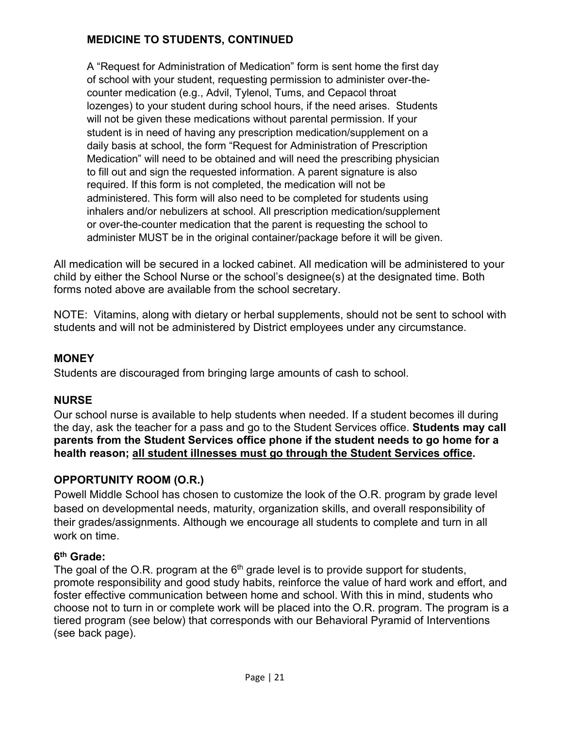## MEDICINE TO STUDENTS, CONTINUED

A "Request for Administration of Medication" form is sent home the first day of school with your student, requesting permission to administer over-the-counter medication (e.g., Advil, Tylenol, Tums, and Cepacol throat lozenges) to your student during school hours, if the need arises. Students will not be given these medications without parental permission. If your student is in need of having any prescription medication/supplement on a daily basis at school, the form "Request for Administration of Prescription Medication" will need to be obtained and will need the prescribing physician to fill out and sign the requested information. A parent signature is also required. If this form is not completed, the medication will not be administered. This form will also need to be completed for students using inhalers and/or nebulizers at school. All prescription medication/supplement or over-the-counter medication that the parent is requesting the school to administer MUST be in the original container/package before it will be given.

All medication will be secured in a locked cabinet. All medication will be administered to your child by either the School Nurse or the school's designee(s) at the designated time. Both forms noted above are available from the school secretary.

NOTE: Vitamins, along with dietary or herbal supplements, should not be sent to school with students and will not be administered by District employees under any circumstance.

## MONEY

Students are discouraged from bringing large amounts of cash to school.

## NURSE

Our school nurse is available to help students when needed. If a student becomes ill during the day, ask the teacher for a pass and go to the Student Services office. **Students may call parents from the Student Services office phone if the student needs to go home for a health reason; <u>all student illnesses must go through the Student Services office</u>.**

## OPPORTUNITY ROOM (O.R.)

Powell Middle School has chosen to customize the look of the O.R. program by grade level based on developmental needs, maturity, organization skills, and overall responsibility of their grades/assignments. Although we encourage all students to complete and turn in all work on time.

### 6th Grade:

The goal of the O.R. program at the 6th grade level is to provide support for students, promote responsibility and good study habits, reinforce the value of hard work and effort, and foster effective communication between home and school. With this in mind, students who choose not to turn in or complete work will be placed into the O.R. program. The program is a tiered program (see below) that corresponds with our Behavioral Pyramid of Interventions (see back page).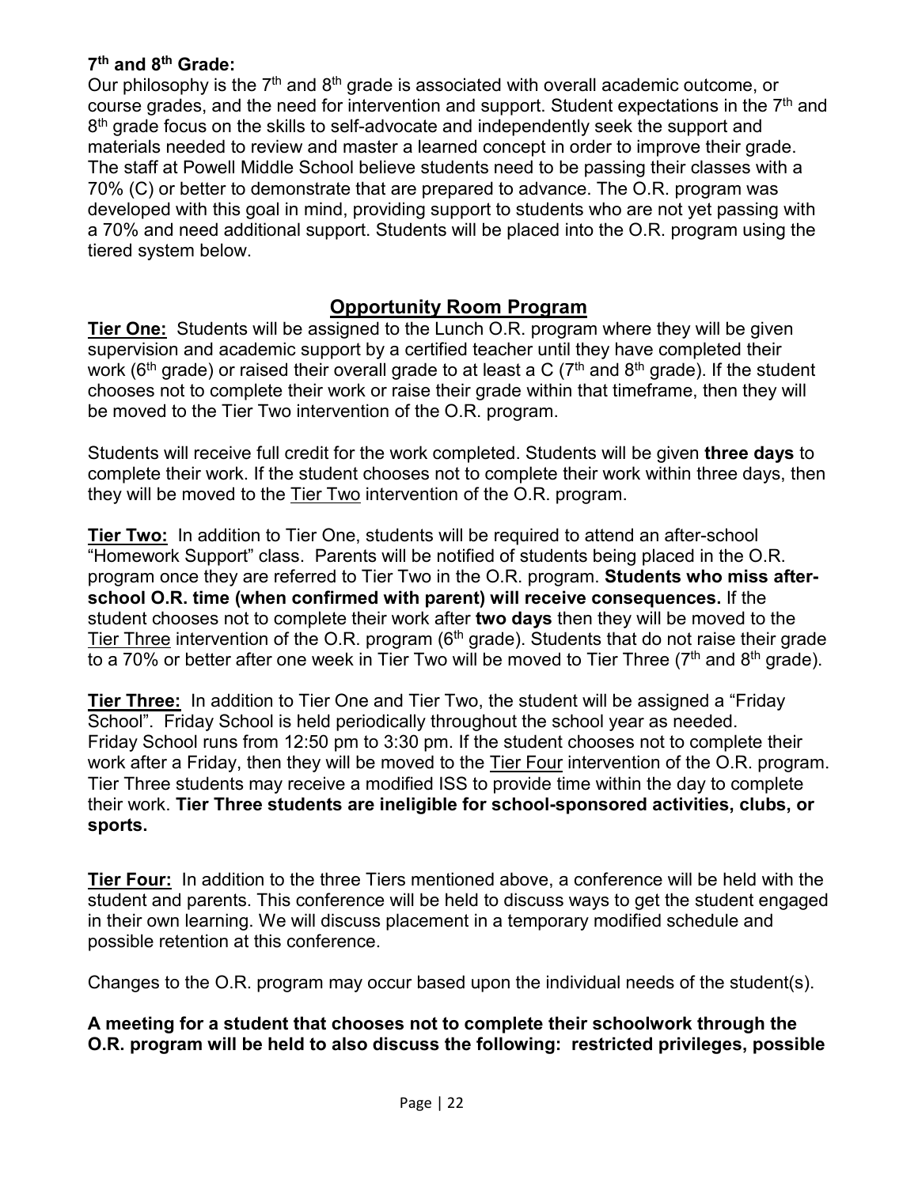**7th and 8th Grade:**
Our philosophy is the 7th and 8th grade is associated with overall academic outcome, or course grades, and the need for intervention and support. Student expectations in the 7th and 8th grade focus on the skills to self-advocate and independently seek the support and materials needed to review and master a learned concept in order to improve their grade. The staff at Powell Middle School believe students need to be passing their classes with a 70% (C) or better to demonstrate that are prepared to advance. The O.R. program was developed with this goal in mind, providing support to students who are not yet passing with a 70% and need additional support. Students will be placed into the O.R. program using the tiered system below.

## Opportunity Room Program

**Tier One:** Students will be assigned to the Lunch O.R. program where they will be given supervision and academic support by a certified teacher until they have completed their work (6th grade) or raised their overall grade to at least a C (7th and 8th grade). If the student chooses not to complete their work or raise their grade within that timeframe, then they will be moved to the Tier Two intervention of the O.R. program.

Students will receive full credit for the work completed. Students will be given **three days** to complete their work. If the student chooses not to complete their work within three days, then they will be moved to the Tier Two intervention of the O.R. program.

**Tier Two:** In addition to Tier One, students will be required to attend an after-school "Homework Support" class. Parents will be notified of students being placed in the O.R. program once they are referred to Tier Two in the O.R. program. **Students who miss after-school O.R. time (when confirmed with parent) will receive consequences.** If the student chooses not to complete their work after **two days** then they will be moved to the Tier Three intervention of the O.R. program (6th grade). Students that do not raise their grade to a 70% or better after one week in Tier Two will be moved to Tier Three (7th and 8th grade).

**Tier Three:** In addition to Tier One and Tier Two, the student will be assigned a "Friday School". Friday School is held periodically throughout the school year as needed. Friday School runs from 12:50 pm to 3:30 pm. If the student chooses not to complete their work after a Friday, then they will be moved to the Tier Four intervention of the O.R. program. Tier Three students may receive a modified ISS to provide time within the day to complete their work. **Tier Three students are ineligible for school-sponsored activities, clubs, or sports.**

**Tier Four:** In addition to the three Tiers mentioned above, a conference will be held with the student and parents. This conference will be held to discuss ways to get the student engaged in their own learning. We will discuss placement in a temporary modified schedule and possible retention at this conference.

Changes to the O.R. program may occur based upon the individual needs of the student(s).

**A meeting for a student that chooses not to complete their schoolwork through the O.R. program will be held to also discuss the following: restricted privileges, possible**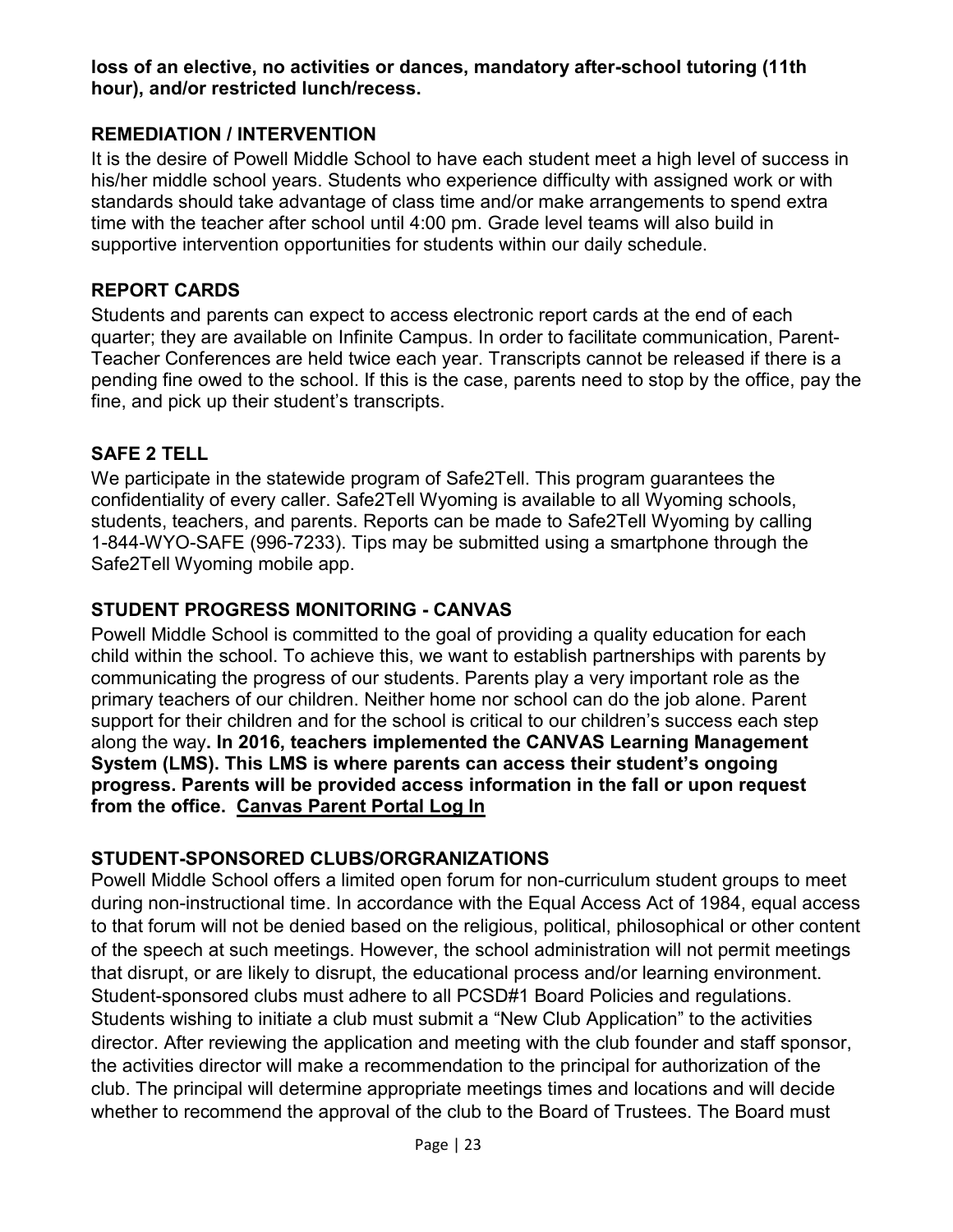**loss of an elective, no activities or dances, mandatory after-school tutoring (11th hour), and/or restricted lunch/recess.**

## REMEDIATION / INTERVENTION

It is the desire of Powell Middle School to have each student meet a high level of success in his/her middle school years. Students who experience difficulty with assigned work or with standards should take advantage of class time and/or make arrangements to spend extra time with the teacher after school until 4:00 pm. Grade level teams will also build in supportive intervention opportunities for students within our daily schedule.

## REPORT CARDS

Students and parents can expect to access electronic report cards at the end of each quarter; they are available on Infinite Campus. In order to facilitate communication, Parent-Teacher Conferences are held twice each year. Transcripts cannot be released if there is a pending fine owed to the school. If this is the case, parents need to stop by the office, pay the fine, and pick up their student's transcripts.

## SAFE 2 TELL

We participate in the statewide program of Safe2Tell. This program guarantees the confidentiality of every caller. Safe2Tell Wyoming is available to all Wyoming schools, students, teachers, and parents. Reports can be made to Safe2Tell Wyoming by calling 1-844-WYO-SAFE (996-7233). Tips may be submitted using a smartphone through the Safe2Tell Wyoming mobile app.

## STUDENT PROGRESS MONITORING - CANVAS

Powell Middle School is committed to the goal of providing a quality education for each child within the school. To achieve this, we want to establish partnerships with parents by communicating the progress of our students. Parents play a very important role as the primary teachers of our children. Neither home nor school can do the job alone. Parent support for their children and for the school is critical to our children's success each step along the way**. In 2016, teachers implemented the CANVAS Learning Management System (LMS). This LMS is where parents can access their student's ongoing progress. Parents will be provided access information in the fall or upon request from the office. Canvas Parent Portal Log In**

## STUDENT-SPONSORED CLUBS/ORGRANIZATIONS

Powell Middle School offers a limited open forum for non-curriculum student groups to meet during non-instructional time. In accordance with the Equal Access Act of 1984, equal access to that forum will not be denied based on the religious, political, philosophical or other content of the speech at such meetings. However, the school administration will not permit meetings that disrupt, or are likely to disrupt, the educational process and/or learning environment. Student-sponsored clubs must adhere to all PCSD#1 Board Policies and regulations. Students wishing to initiate a club must submit a "New Club Application" to the activities director. After reviewing the application and meeting with the club founder and staff sponsor, the activities director will make a recommendation to the principal for authorization of the club. The principal will determine appropriate meetings times and locations and will decide whether to recommend the approval of the club to the Board of Trustees. The Board must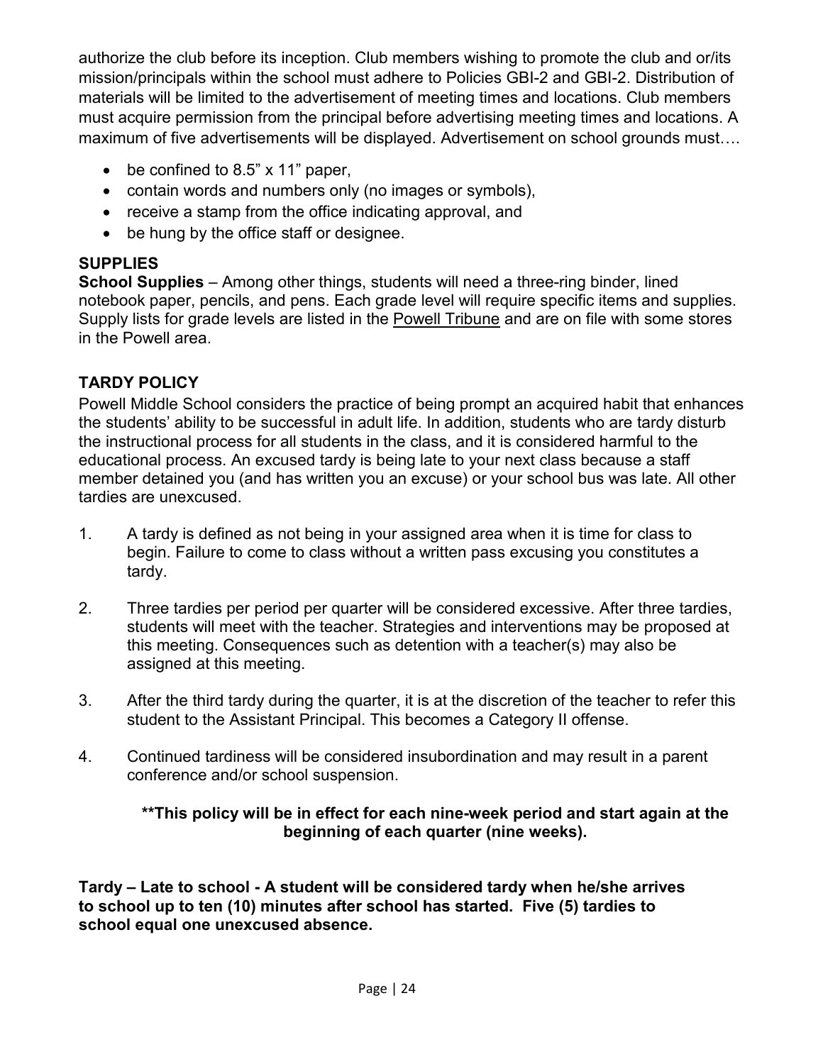authorize the club before its inception. Club members wishing to promote the club and or/its mission/principals within the school must adhere to Policies GBI-2 and GBI-2. Distribution of materials will be limited to the advertisement of meeting times and locations. Club members must acquire permission from the principal before advertising meeting times and locations. A maximum of five advertisements will be displayed. Advertisement on school grounds must….

- be confined to 8.5" x 11" paper,
- contain words and numbers only (no images or symbols),
- receive a stamp from the office indicating approval, and
- be hung by the office staff or designee.

## SUPPLIES

**School Supplies** – Among other things, students will need a three-ring binder, lined notebook paper, pencils, and pens. Each grade level will require specific items and supplies. Supply lists for grade levels are listed in the Powell Tribune and are on file with some stores in the Powell area.

## TARDY POLICY

Powell Middle School considers the practice of being prompt an acquired habit that enhances the students' ability to be successful in adult life. In addition, students who are tardy disturb the instructional process for all students in the class, and it is considered harmful to the educational process. An excused tardy is being late to your next class because a staff member detained you (and has written you an excuse) or your school bus was late. All other tardies are unexcused.

1. A tardy is defined as not being in your assigned area when it is time for class to begin. Failure to come to class without a written pass excusing you constitutes a tardy.

2. Three tardies per period per quarter will be considered excessive. After three tardies, students will meet with the teacher. Strategies and interventions may be proposed at this meeting. Consequences such as detention with a teacher(s) may also be assigned at this meeting.

3. After the third tardy during the quarter, it is at the discretion of the teacher to refer this student to the Assistant Principal. This becomes a Category II offense.

4. Continued tardiness will be considered insubordination and may result in a parent conference and/or school suspension.

**\*\*This policy will be in effect for each nine-week period and start again at the beginning of each quarter (nine weeks).**

**Tardy – Late to school - A student will be considered tardy when he/she arrives to school up to ten (10) minutes after school has started. Five (5) tardies to school equal one unexcused absence.**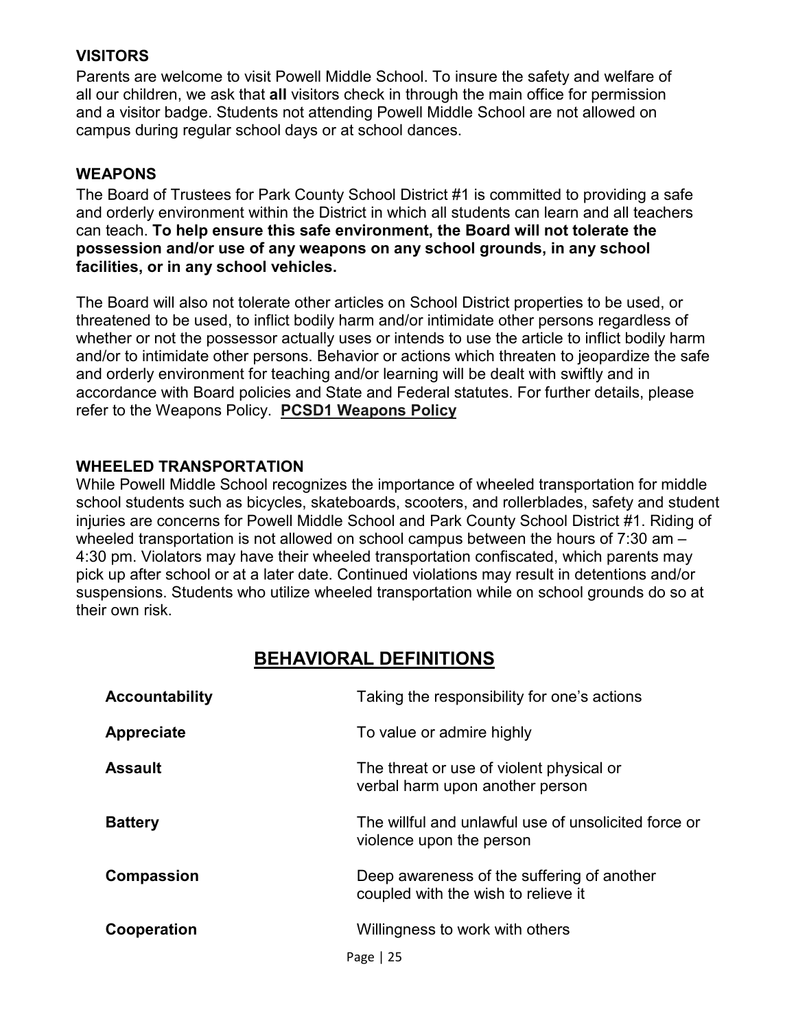### VISITORS

Parents are welcome to visit Powell Middle School. To insure the safety and welfare of all our children, we ask that **all** visitors check in through the main office for permission and a visitor badge. Students not attending Powell Middle School are not allowed on campus during regular school days or at school dances.

### WEAPONS

The Board of Trustees for Park County School District #1 is committed to providing a safe and orderly environment within the District in which all students can learn and all teachers can teach. **To help ensure this safe environment, the Board will not tolerate the possession and/or use of any weapons on any school grounds, in any school facilities, or in any school vehicles.**

The Board will also not tolerate other articles on School District properties to be used, or threatened to be used, to inflict bodily harm and/or intimidate other persons regardless of whether or not the possessor actually uses or intends to use the article to inflict bodily harm and/or to intimidate other persons. Behavior or actions which threaten to jeopardize the safe and orderly environment for teaching and/or learning will be dealt with swiftly and in accordance with Board policies and State and Federal statutes. For further details, please refer to the Weapons Policy. **PCSD1 Weapons Policy**

### WHEELED TRANSPORTATION

While Powell Middle School recognizes the importance of wheeled transportation for middle school students such as bicycles, skateboards, scooters, and rollerblades, safety and student injuries are concerns for Powell Middle School and Park County School District #1. Riding of wheeled transportation is not allowed on school campus between the hours of 7:30 am – 4:30 pm. Violators may have their wheeled transportation confiscated, which parents may pick up after school or at a later date. Continued violations may result in detentions and/or suspensions. Students who utilize wheeled transportation while on school grounds do so at their own risk.

## BEHAVIORAL DEFINITIONS

| | |
|---|---|
| **Accountability** | Taking the responsibility for one's actions |
| **Appreciate** | To value or admire highly |
| **Assault** | The threat or use of violent physical or verbal harm upon another person |
| **Battery** | The willful and unlawful use of unsolicited force or violence upon the person |
| **Compassion** | Deep awareness of the suffering of another coupled with the wish to relieve it |
| **Cooperation** | Willingness to work with others |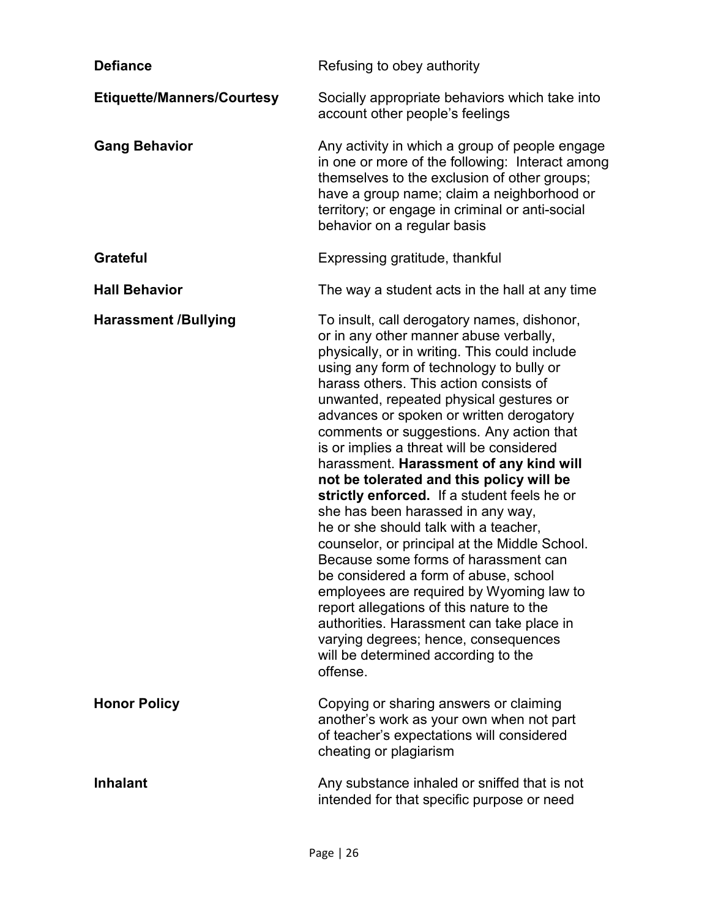**Defiance** — Refusing to obey authority

**Etiquette/Manners/Courtesy** — Socially appropriate behaviors which take into account other people's feelings

**Gang Behavior** — Any activity in which a group of people engage in one or more of the following: Interact among themselves to the exclusion of other groups; have a group name; claim a neighborhood or territory; or engage in criminal or anti-social behavior on a regular basis

**Grateful** — Expressing gratitude, thankful

**Hall Behavior** — The way a student acts in the hall at any time

**Harassment /Bullying** — To insult, call derogatory names, dishonor, or in any other manner abuse verbally, physically, or in writing. This could include using any form of technology to bully or harass others. This action consists of unwanted, repeated physical gestures or advances or spoken or written derogatory comments or suggestions. Any action that is or implies a threat will be considered harassment. **Harassment of any kind will not be tolerated and this policy will be strictly enforced.** If a student feels he or she has been harassed in any way, he or she should talk with a teacher, counselor, or principal at the Middle School. Because some forms of harassment can be considered a form of abuse, school employees are required by Wyoming law to report allegations of this nature to the authorities. Harassment can take place in varying degrees; hence, consequences will be determined according to the offense.

**Honor Policy** — Copying or sharing answers or claiming another's work as your own when not part of teacher's expectations will considered cheating or plagiarism

**Inhalant** — Any substance inhaled or sniffed that is not intended for that specific purpose or need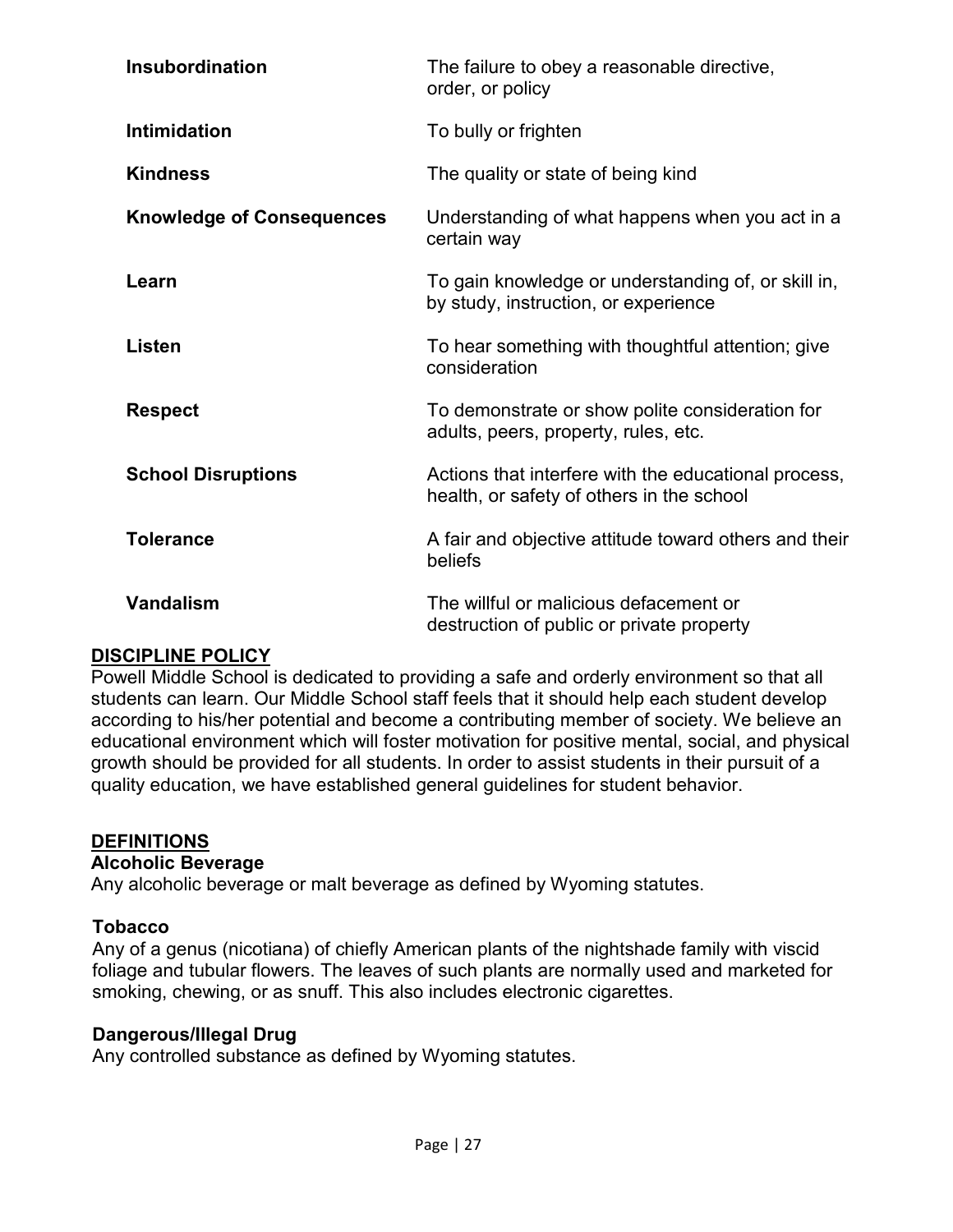| | |
|---|---|
| **Insubordination** | The failure to obey a reasonable directive, order, or policy |
| **Intimidation** | To bully or frighten |
| **Kindness** | The quality or state of being kind |
| **Knowledge of Consequences** | Understanding of what happens when you act in a certain way |
| **Learn** | To gain knowledge or understanding of, or skill in, by study, instruction, or experience |
| **Listen** | To hear something with thoughtful attention; give consideration |
| **Respect** | To demonstrate or show polite consideration for adults, peers, property, rules, etc. |
| **School Disruptions** | Actions that interfere with the educational process, health, or safety of others in the school |
| **Tolerance** | A fair and objective attitude toward others and their beliefs |
| **Vandalism** | The willful or malicious defacement or destruction of public or private property |

## DISCIPLINE POLICY

Powell Middle School is dedicated to providing a safe and orderly environment so that all students can learn. Our Middle School staff feels that it should help each student develop according to his/her potential and become a contributing member of society. We believe an educational environment which will foster motivation for positive mental, social, and physical growth should be provided for all students. In order to assist students in their pursuit of a quality education, we have established general guidelines for student behavior.

## DEFINITIONS

### Alcoholic Beverage

Any alcoholic beverage or malt beverage as defined by Wyoming statutes.

### Tobacco

Any of a genus (nicotiana) of chiefly American plants of the nightshade family with viscid foliage and tubular flowers. The leaves of such plants are normally used and marketed for smoking, chewing, or as snuff. This also includes electronic cigarettes.

### Dangerous/Illegal Drug

Any controlled substance as defined by Wyoming statutes.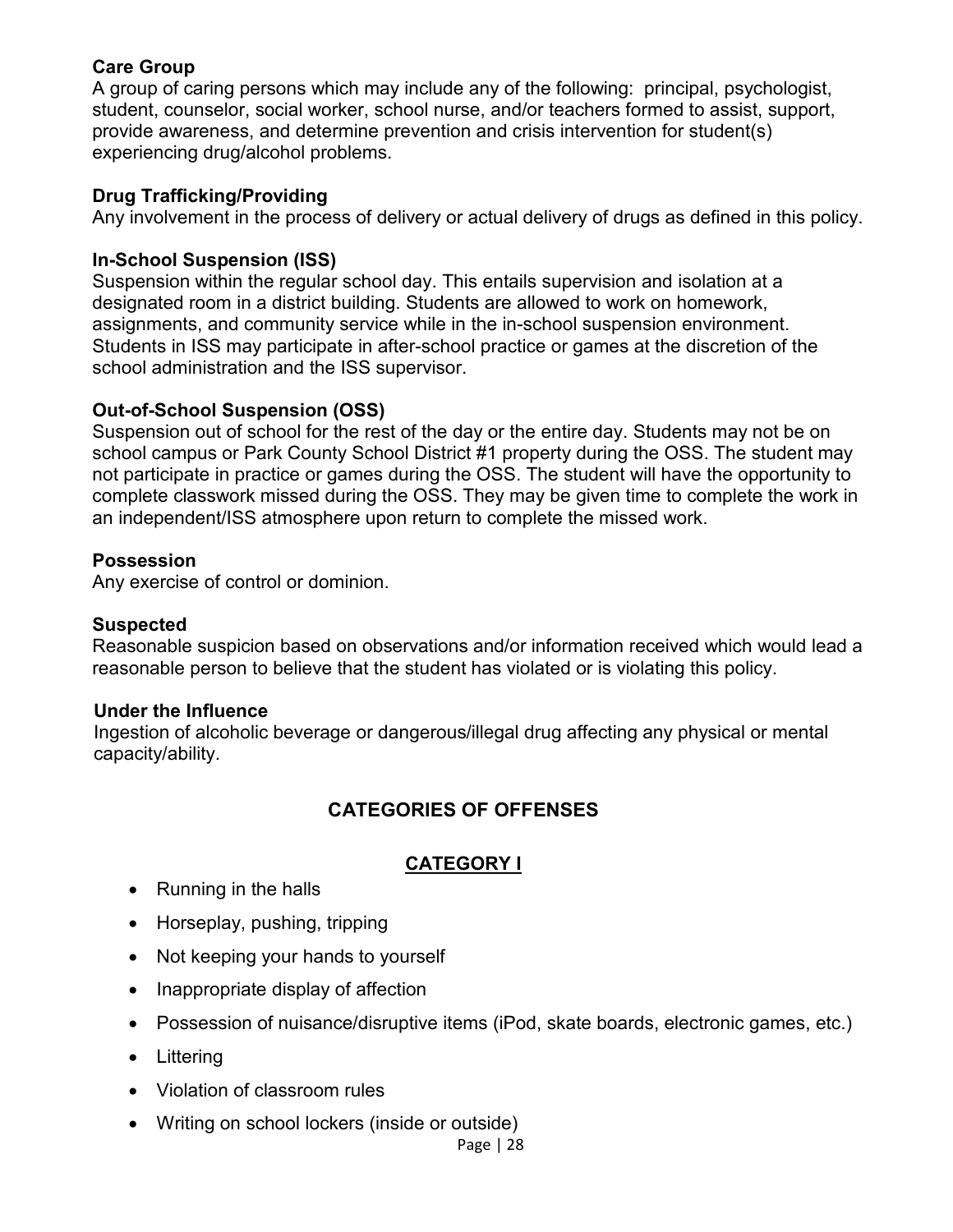**Care Group**
A group of caring persons which may include any of the following: principal, psychologist, student, counselor, social worker, school nurse, and/or teachers formed to assist, support, provide awareness, and determine prevention and crisis intervention for student(s) experiencing drug/alcohol problems.

**Drug Trafficking/Providing**
Any involvement in the process of delivery or actual delivery of drugs as defined in this policy.

**In-School Suspension (ISS)**
Suspension within the regular school day. This entails supervision and isolation at a designated room in a district building. Students are allowed to work on homework, assignments, and community service while in the in-school suspension environment. Students in ISS may participate in after-school practice or games at the discretion of the school administration and the ISS supervisor.

**Out-of-School Suspension (OSS)**
Suspension out of school for the rest of the day or the entire day. Students may not be on school campus or Park County School District #1 property during the OSS. The student may not participate in practice or games during the OSS. The student will have the opportunity to complete classwork missed during the OSS. They may be given time to complete the work in an independent/ISS atmosphere upon return to complete the missed work.

**Possession**
Any exercise of control or dominion.

**Suspected**
Reasonable suspicion based on observations and/or information received which would lead a reasonable person to believe that the student has violated or is violating this policy.

**Under the Influence**
Ingestion of alcoholic beverage or dangerous/illegal drug affecting any physical or mental capacity/ability.

## CATEGORIES OF OFFENSES

### CATEGORY I

- Running in the halls
- Horseplay, pushing, tripping
- Not keeping your hands to yourself
- Inappropriate display of affection
- Possession of nuisance/disruptive items (iPod, skate boards, electronic games, etc.)
- Littering
- Violation of classroom rules
- Writing on school lockers (inside or outside)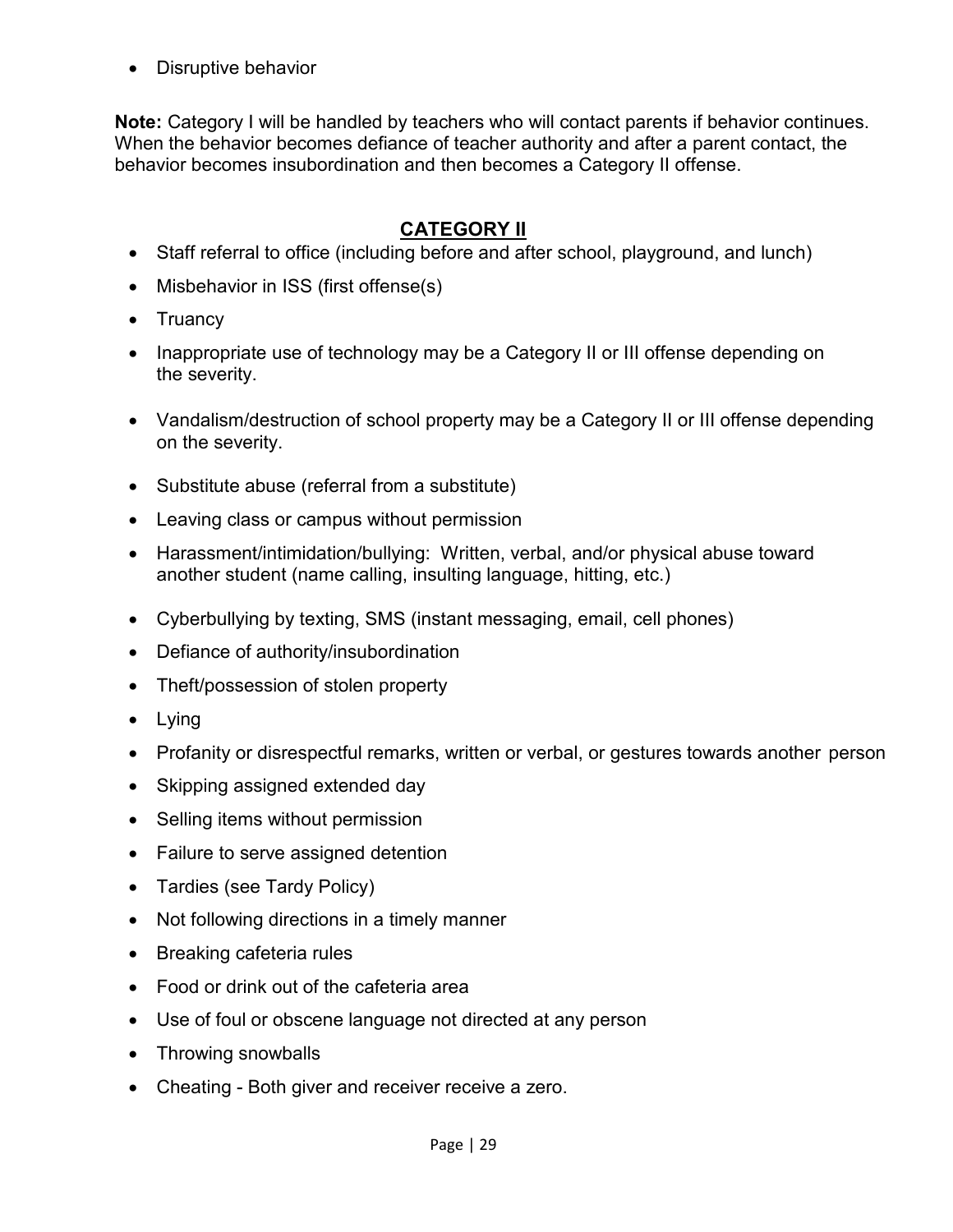- Disruptive behavior

**Note:** Category I will be handled by teachers who will contact parents if behavior continues. When the behavior becomes defiance of teacher authority and after a parent contact, the behavior becomes insubordination and then becomes a Category II offense.

## CATEGORY II

- Staff referral to office (including before and after school, playground, and lunch)
- Misbehavior in ISS (first offense(s)
- Truancy
- Inappropriate use of technology may be a Category II or III offense depending on the severity.
- Vandalism/destruction of school property may be a Category II or III offense depending on the severity.
- Substitute abuse (referral from a substitute)
- Leaving class or campus without permission
- Harassment/intimidation/bullying: Written, verbal, and/or physical abuse toward another student (name calling, insulting language, hitting, etc.)
- Cyberbullying by texting, SMS (instant messaging, email, cell phones)
- Defiance of authority/insubordination
- Theft/possession of stolen property
- Lying
- Profanity or disrespectful remarks, written or verbal, or gestures towards another person
- Skipping assigned extended day
- Selling items without permission
- Failure to serve assigned detention
- Tardies (see Tardy Policy)
- Not following directions in a timely manner
- Breaking cafeteria rules
- Food or drink out of the cafeteria area
- Use of foul or obscene language not directed at any person
- Throwing snowballs
- Cheating - Both giver and receiver receive a zero.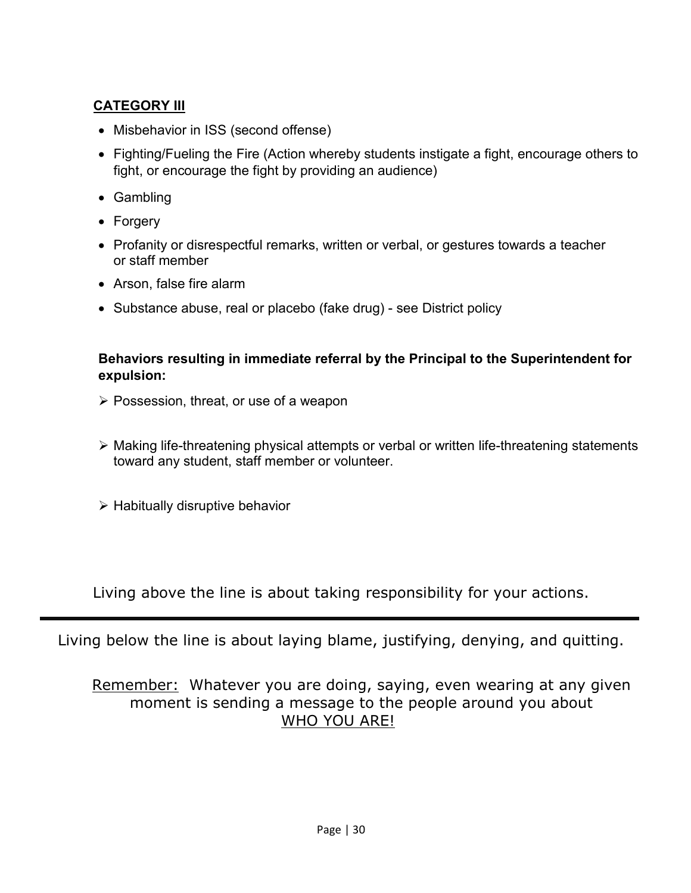**CATEGORY III**

- Misbehavior in ISS (second offense)
- Fighting/Fueling the Fire (Action whereby students instigate a fight, encourage others to fight, or encourage the fight by providing an audience)
- Gambling
- Forgery
- Profanity or disrespectful remarks, written or verbal, or gestures towards a teacher or staff member
- Arson, false fire alarm
- Substance abuse, real or placebo (fake drug) - see District policy

**Behaviors resulting in immediate referral by the Principal to the Superintendent for expulsion:**

- Possession, threat, or use of a weapon
- Making life-threatening physical attempts or verbal or written life-threatening statements toward any student, staff member or volunteer.
- Habitually disruptive behavior

Living above the line is about taking responsibility for your actions.

---

Living below the line is about laying blame, justifying, denying, and quitting.

Remember: Whatever you are doing, saying, even wearing at any given moment is sending a message to the people around you about WHO YOU ARE!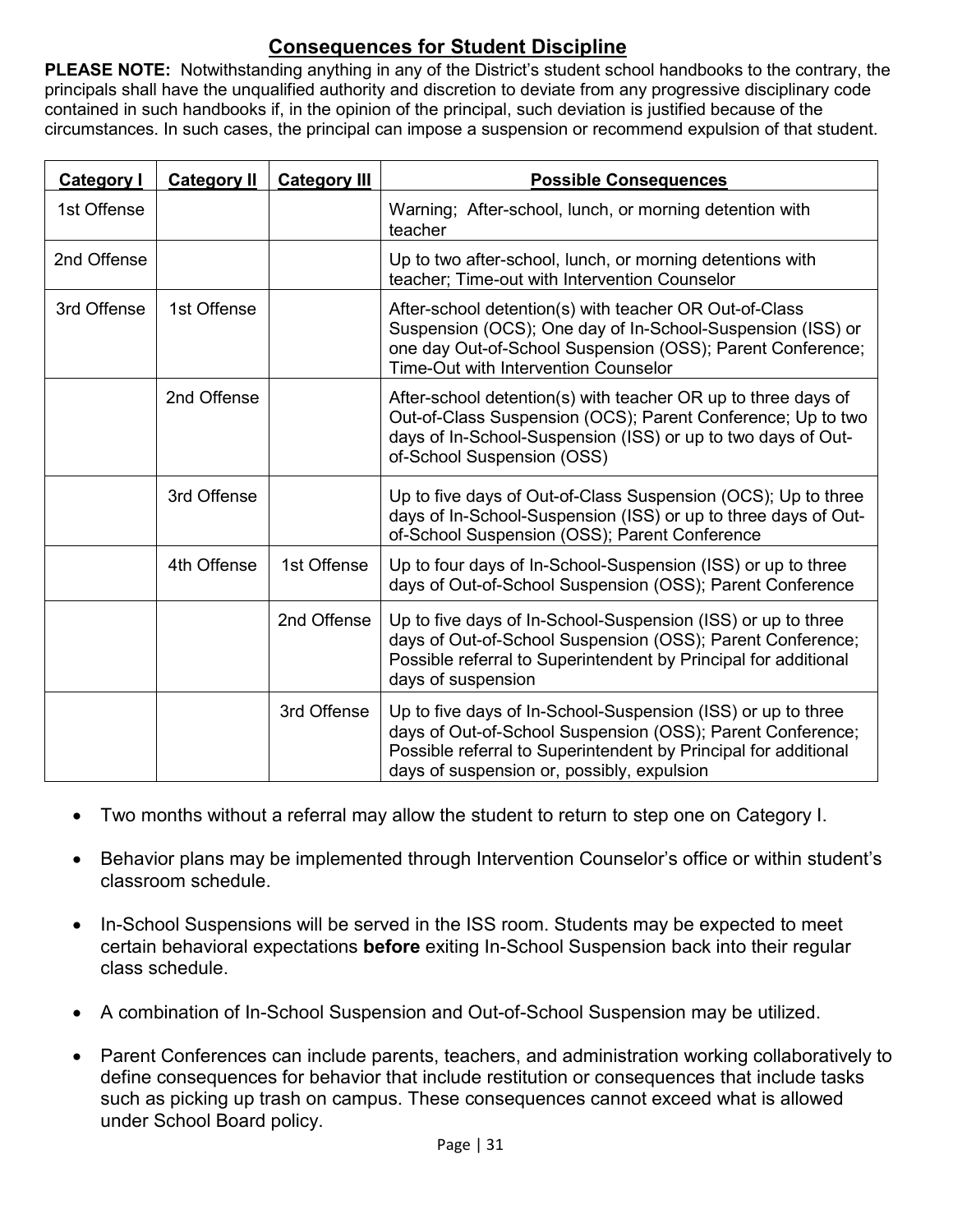## Consequences for Student Discipline

**PLEASE NOTE:** Notwithstanding anything in any of the District's student school handbooks to the contrary, the principals shall have the unqualified authority and discretion to deviate from any progressive disciplinary code contained in such handbooks if, in the opinion of the principal, such deviation is justified because of the circumstances. In such cases, the principal can impose a suspension or recommend expulsion of that student.

| Category I | Category II | Category III | Possible Consequences |
|---|---|---|---|
| 1st Offense | | | Warning; After-school, lunch, or morning detention with teacher |
| 2nd Offense | | | Up to two after-school, lunch, or morning detentions with teacher; Time-out with Intervention Counselor |
| 3rd Offense | 1st Offense | | After-school detention(s) with teacher OR Out-of-Class Suspension (OCS); One day of In-School-Suspension (ISS) or one day Out-of-School Suspension (OSS); Parent Conference; Time-Out with Intervention Counselor |
| | 2nd Offense | | After-school detention(s) with teacher OR up to three days of Out-of-Class Suspension (OCS); Parent Conference; Up to two days of In-School-Suspension (ISS) or up to two days of Out-of-School Suspension (OSS) |
| | 3rd Offense | | Up to five days of Out-of-Class Suspension (OCS); Up to three days of In-School-Suspension (ISS) or up to three days of Out-of-School Suspension (OSS); Parent Conference |
| | 4th Offense | 1st Offense | Up to four days of In-School-Suspension (ISS) or up to three days of Out-of-School Suspension (OSS); Parent Conference |
| | | 2nd Offense | Up to five days of In-School-Suspension (ISS) or up to three days of Out-of-School Suspension (OSS); Parent Conference; Possible referral to Superintendent by Principal for additional days of suspension |
| | | 3rd Offense | Up to five days of In-School-Suspension (ISS) or up to three days of Out-of-School Suspension (OSS); Parent Conference; Possible referral to Superintendent by Principal for additional days of suspension or, possibly, expulsion |

- Two months without a referral may allow the student to return to step one on Category I.
- Behavior plans may be implemented through Intervention Counselor's office or within student's classroom schedule.
- In-School Suspensions will be served in the ISS room. Students may be expected to meet certain behavioral expectations **before** exiting In-School Suspension back into their regular class schedule.
- A combination of In-School Suspension and Out-of-School Suspension may be utilized.
- Parent Conferences can include parents, teachers, and administration working collaboratively to define consequences for behavior that include restitution or consequences that include tasks such as picking up trash on campus. These consequences cannot exceed what is allowed under School Board policy.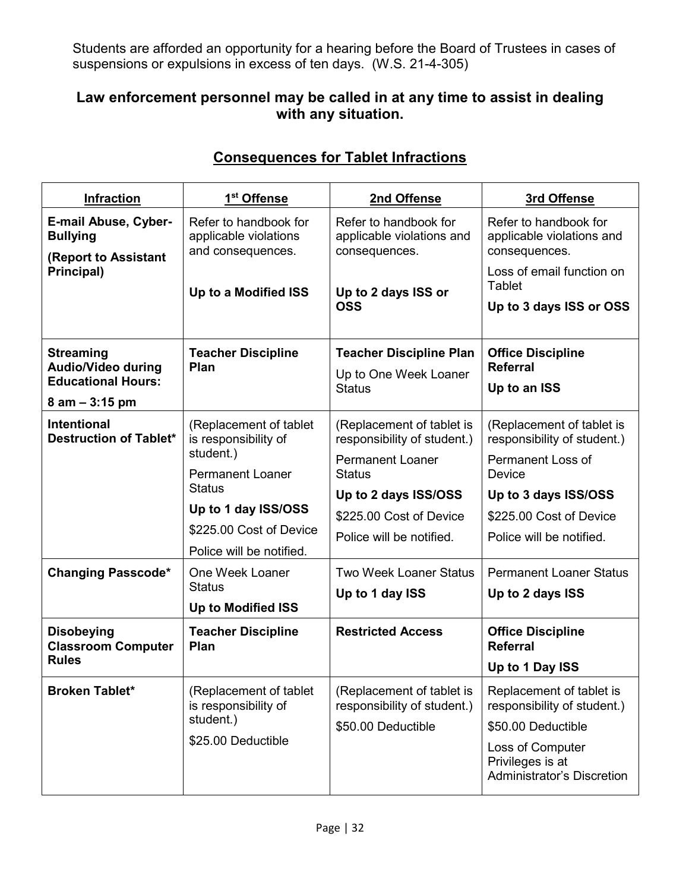Students are afforded an opportunity for a hearing before the Board of Trustees in cases of suspensions or expulsions in excess of ten days. (W.S. 21-4-305)

**Law enforcement personnel may be called in at any time to assist in dealing with any situation.**

## Consequences for Tablet Infractions

| Infraction | 1st Offense | 2nd Offense | 3rd Offense |
|---|---|---|---|
| **E-mail Abuse, Cyber-Bullying** **(Report to Assistant Principal)** | Refer to handbook for applicable violations and consequences. **Up to a Modified ISS** | Refer to handbook for applicable violations and consequences. **Up to 2 days ISS or OSS** | Refer to handbook for applicable violations and consequences. Loss of email function on Tablet **Up to 3 days ISS or OSS** |
| **Streaming Audio/Video during Educational Hours: 8 am – 3:15 pm** | **Teacher Discipline Plan** | **Teacher Discipline Plan** Up to One Week Loaner Status | **Office Discipline Referral** **Up to an ISS** |
| **Intentional Destruction of Tablet*** | (Replacement of tablet is responsibility of student.) Permanent Loaner Status **Up to 1 day ISS/OSS** $225.00 Cost of Device Police will be notified. | (Replacement of tablet is responsibility of student.) Permanent Loaner Status **Up to 2 days ISS/OSS** $225.00 Cost of Device Police will be notified. | (Replacement of tablet is responsibility of student.) Permanent Loss of Device **Up to 3 days ISS/OSS** $225.00 Cost of Device Police will be notified. |
| **Changing Passcode*** | One Week Loaner Status **Up to Modified ISS** | Two Week Loaner Status **Up to 1 day ISS** | Permanent Loaner Status **Up to 2 days ISS** |
| **Disobeying Classroom Computer Rules** | **Teacher Discipline Plan** | **Restricted Access** | **Office Discipline Referral** **Up to 1 Day ISS** |
| **Broken Tablet*** | (Replacement of tablet is responsibility of student.) $25.00 Deductible | (Replacement of tablet is responsibility of student.) $50.00 Deductible | Replacement of tablet is responsibility of student.) $50.00 Deductible Loss of Computer Privileges is at Administrator's Discretion |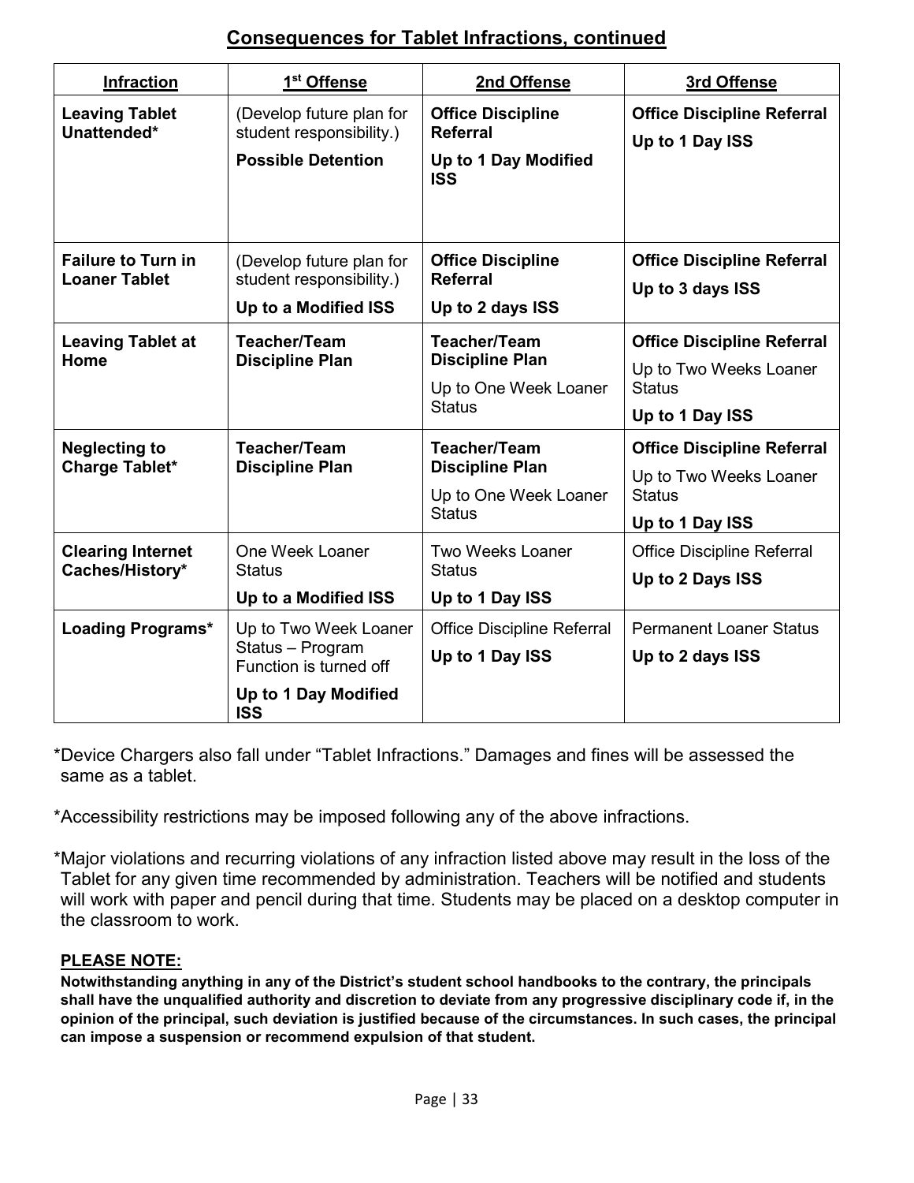## Consequences for Tablet Infractions, continued

| **Infraction** | **1st Offense** | **2nd Offense** | **3rd Offense** |
|---|---|---|---|
| **Leaving Tablet Unattended*** | (Develop future plan for student responsibility.) **Possible Detention** | **Office Discipline Referral** **Up to 1 Day Modified ISS** | **Office Discipline Referral** **Up to 1 Day ISS** |
| **Failure to Turn in Loaner Tablet** | (Develop future plan for student responsibility.) **Up to a Modified ISS** | **Office Discipline Referral** **Up to 2 days ISS** | **Office Discipline Referral** **Up to 3 days ISS** |
| **Leaving Tablet at Home** | **Teacher/Team Discipline Plan** | **Teacher/Team Discipline Plan** Up to One Week Loaner Status | **Office Discipline Referral** Up to Two Weeks Loaner Status **Up to 1 Day ISS** |
| **Neglecting to Charge Tablet*** | **Teacher/Team Discipline Plan** | **Teacher/Team Discipline Plan** Up to One Week Loaner Status | **Office Discipline Referral** Up to Two Weeks Loaner Status **Up to 1 Day ISS** |
| **Clearing Internet Caches/History*** | One Week Loaner Status **Up to a Modified ISS** | Two Weeks Loaner Status **Up to 1 Day ISS** | Office Discipline Referral **Up to 2 Days ISS** |
| **Loading Programs*** | Up to Two Week Loaner Status – Program Function is turned off **Up to 1 Day Modified ISS** | Office Discipline Referral **Up to 1 Day ISS** | Permanent Loaner Status **Up to 2 days ISS** |

*Device Chargers also fall under "Tablet Infractions." Damages and fines will be assessed the same as a tablet.

*Accessibility restrictions may be imposed following any of the above infractions.

*Major violations and recurring violations of any infraction listed above may result in the loss of the Tablet for any given time recommended by administration. Teachers will be notified and students will work with paper and pencil during that time. Students may be placed on a desktop computer in the classroom to work.

**PLEASE NOTE:**

**Notwithstanding anything in any of the District's student school handbooks to the contrary, the principals shall have the unqualified authority and discretion to deviate from any progressive disciplinary code if, in the opinion of the principal, such deviation is justified because of the circumstances. In such cases, the principal can impose a suspension or recommend expulsion of that student.**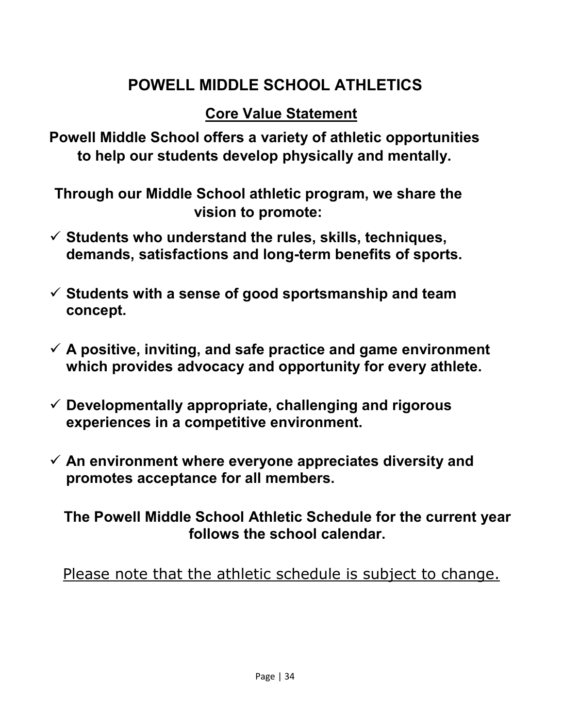# POWELL MIDDLE SCHOOL ATHLETICS

## Core Value Statement

**Powell Middle School offers a variety of athletic opportunities to help our students develop physically and mentally.**

**Through our Middle School athletic program, we share the vision to promote:**

- ✓ **Students who understand the rules, skills, techniques, demands, satisfactions and long-term benefits of sports.**
- ✓ **Students with a sense of good sportsmanship and team concept.**
- ✓ **A positive, inviting, and safe practice and game environment which provides advocacy and opportunity for every athlete.**
- ✓ **Developmentally appropriate, challenging and rigorous experiences in a competitive environment.**
- ✓ **An environment where everyone appreciates diversity and promotes acceptance for all members.**

**The Powell Middle School Athletic Schedule for the current year follows the school calendar.**

<u>Please note that the athletic schedule is subject to change.</u>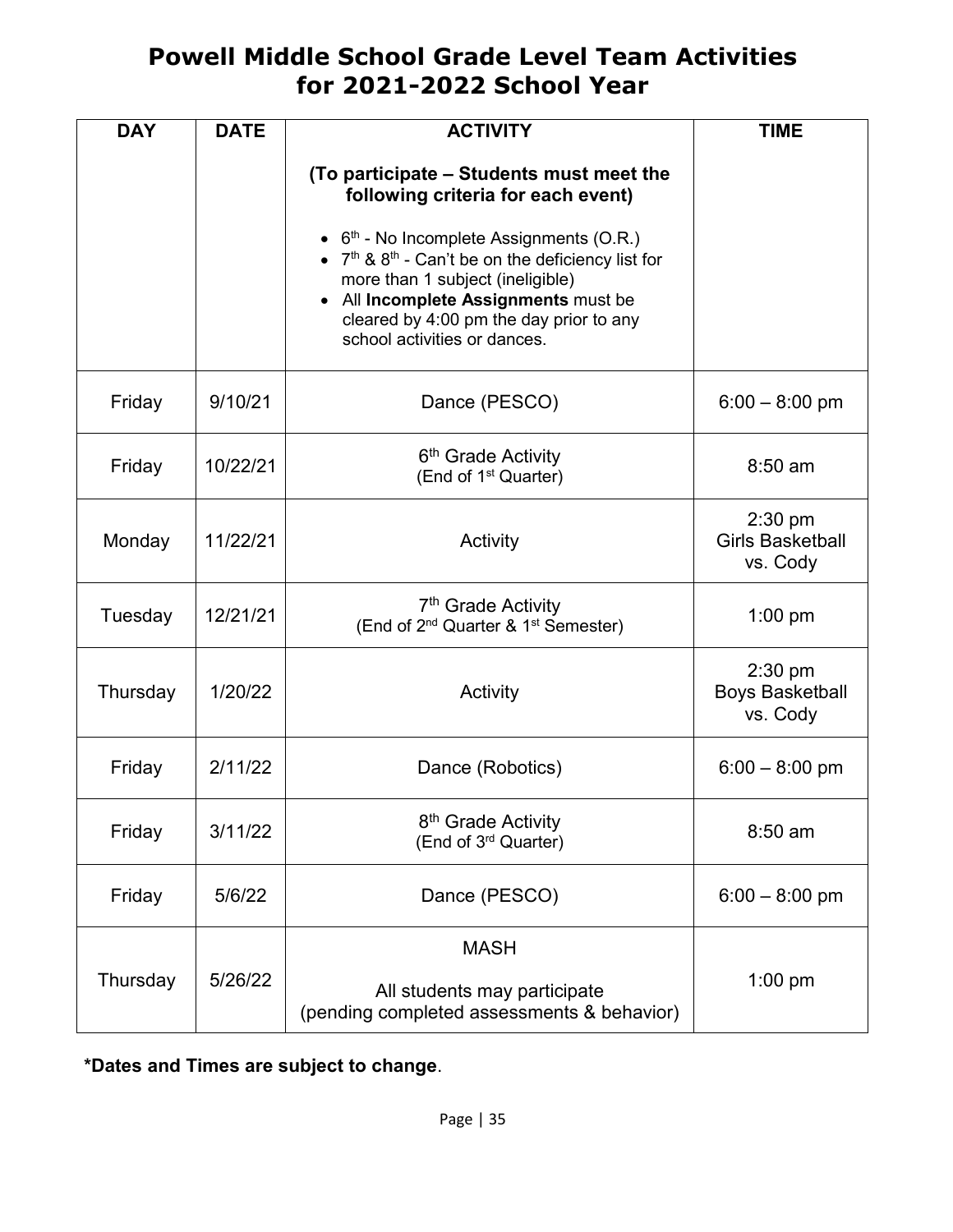# Powell Middle School Grade Level Team Activities for 2021-2022 School Year

| DAY | DATE | ACTIVITY | TIME |
|---|---|---|---|
| | | **(To participate – Students must meet the following criteria for each event)**<br>• 6th - No Incomplete Assignments (O.R.)<br>• 7th & 8th - Can't be on the deficiency list for more than 1 subject (ineligible)<br>• All **Incomplete Assignments** must be cleared by 4:00 pm the day prior to any school activities or dances. | |
| Friday | 9/10/21 | Dance (PESCO) | 6:00 – 8:00 pm |
| Friday | 10/22/21 | 6th Grade Activity<br>(End of 1st Quarter) | 8:50 am |
| Monday | 11/22/21 | Activity | 2:30 pm<br>Girls Basketball vs. Cody |
| Tuesday | 12/21/21 | 7th Grade Activity<br>(End of 2nd Quarter & 1st Semester) | 1:00 pm |
| Thursday | 1/20/22 | Activity | 2:30 pm<br>Boys Basketball vs. Cody |
| Friday | 2/11/22 | Dance (Robotics) | 6:00 – 8:00 pm |
| Friday | 3/11/22 | 8th Grade Activity<br>(End of 3rd Quarter) | 8:50 am |
| Friday | 5/6/22 | Dance (PESCO) | 6:00 – 8:00 pm |
| Thursday | 5/26/22 | MASH<br>All students may participate<br>(pending completed assessments & behavior) | 1:00 pm |

***Dates and Times are subject to change**.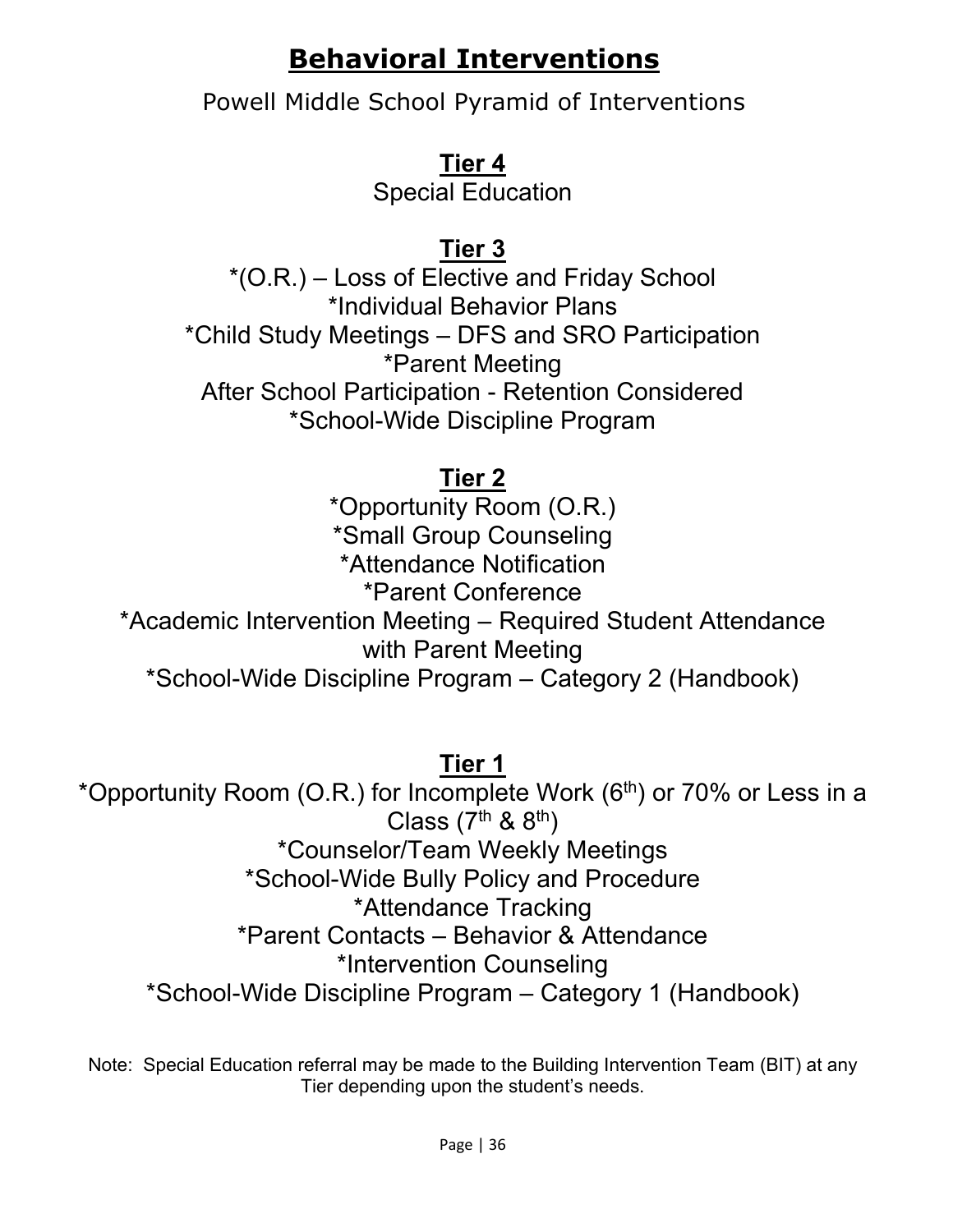# Behavioral Interventions

Powell Middle School Pyramid of Interventions

## Tier 4

Special Education

## Tier 3

*(O.R.) – Loss of Elective and Friday School

*Individual Behavior Plans

*Child Study Meetings – DFS and SRO Participation

*Parent Meeting

After School Participation - Retention Considered

*School-Wide Discipline Program

## Tier 2

*Opportunity Room (O.R.)

*Small Group Counseling

*Attendance Notification

*Parent Conference

*Academic Intervention Meeting – Required Student Attendance with Parent Meeting

*School-Wide Discipline Program – Category 2 (Handbook)

## Tier 1

*Opportunity Room (O.R.) for Incomplete Work (6th) or 70% or Less in a Class (7th & 8th)

*Counselor/Team Weekly Meetings

*School-Wide Bully Policy and Procedure

*Attendance Tracking

*Parent Contacts – Behavior & Attendance

*Intervention Counseling

*School-Wide Discipline Program – Category 1 (Handbook)

Note: Special Education referral may be made to the Building Intervention Team (BIT) at any Tier depending upon the student's needs.